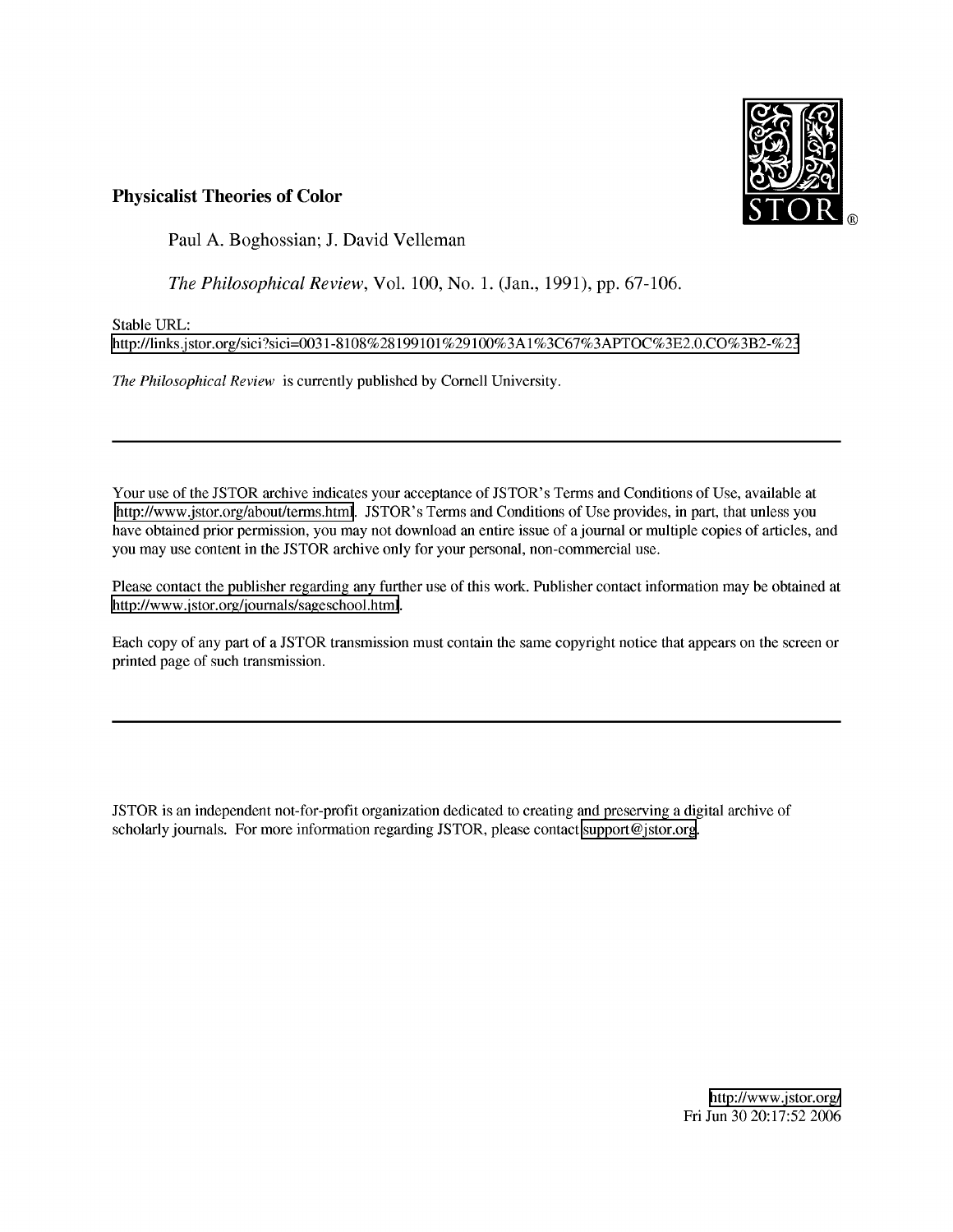**Physicalist Theories of Color**

Paul A. Boghossian; J. David Velleman

*The Philosophical Review*, Vol. 100, No. 1. (Jan., 1991), pp. 67-106.

Stable URL:

http://links.jstor.org/sici?sici=0031-8108%28199101%29100%3A1%3C67%3APTOC%3E2.0.CO%3B2-%23

*The Philosophical Review* is currently published by Cornell University.

---

Your use of the JSTOR archive indicates your acceptance of JSTOR's Terms and Conditions of Use, available at http://www.jstor.org/about/terms.html. JSTOR's Terms and Conditions of Use provides, in part, that unless you have obtained prior permission, you may not download an entire issue of a journal or multiple copies of articles, and you may use content in the JSTOR archive only for your personal, non-commercial use.

Please contact the publisher regarding any further use of this work. Publisher contact information may be obtained at http://www.jstor.org/journals/sageschool.html.

Each copy of any part of a JSTOR transmission must contain the same copyright notice that appears on the screen or printed page of such transmission.

---

JSTOR is an independent not-for-profit organization dedicated to creating and preserving a digital archive of scholarly journals. For more information regarding JSTOR, please contact support@jstor.org.

http://www.jstor.org/
Fri Jun 30 20:17:52 2006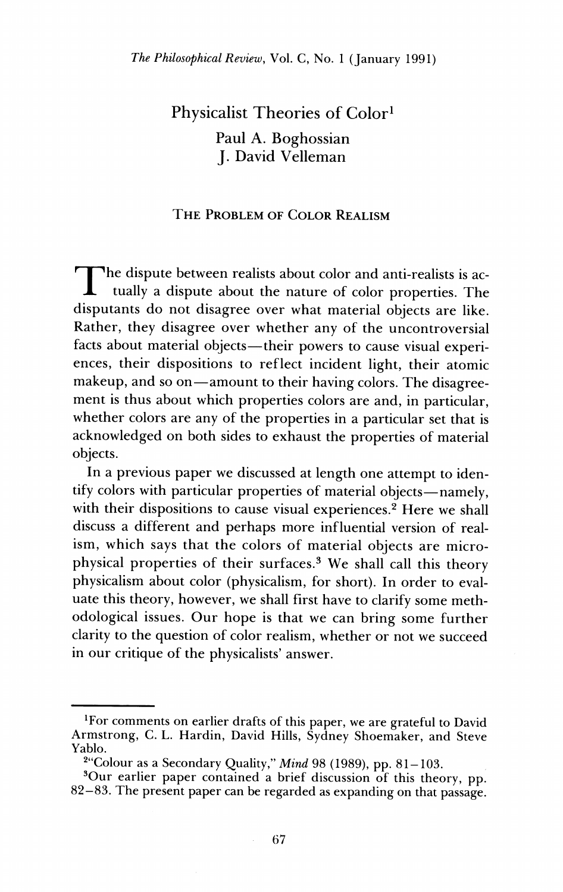# Physicalist Theories of Color[1]

Paul A. Boghossian
J. David Velleman

## The Problem of Color Realism

The dispute between realists about color and anti-realists is actually a dispute about the nature of color properties. The disputants do not disagree over what material objects are like. Rather, they disagree over whether any of the uncontroversial facts about material objects—their powers to cause visual experiences, their dispositions to reflect incident light, their atomic makeup, and so on—amount to their having colors. The disagreement is thus about which properties colors are and, in particular, whether colors are any of the properties in a particular set that is acknowledged on both sides to exhaust the properties of material objects.

In a previous paper we discussed at length one attempt to identify colors with particular properties of material objects—namely, with their dispositions to cause visual experiences.[2] Here we shall discuss a different and perhaps more influential version of realism, which says that the colors of material objects are microphysical properties of their surfaces.[3] We shall call this theory physicalism about color (physicalism, for short). In order to evaluate this theory, however, we shall first have to clarify some methodological issues. Our hope is that we can bring some further clarity to the question of color realism, whether or not we succeed in our critique of the physicalists' answer.

---

[1]For comments on earlier drafts of this paper, we are grateful to David Armstrong, C. L. Hardin, David Hills, Sydney Shoemaker, and Steve Yablo.

[2]"Colour as a Secondary Quality," *Mind* 98 (1989), pp. 81–103.

[3]Our earlier paper contained a brief discussion of this theory, pp. 82–83. The present paper can be regarded as expanding on that passage.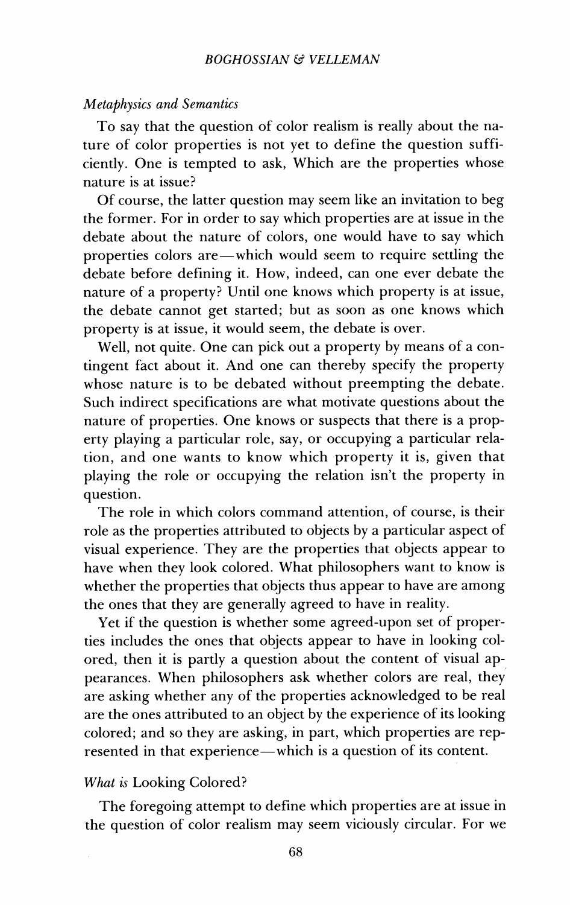### *Metaphysics and Semantics*

To say that the question of color realism is really about the nature of color properties is not yet to define the question sufficiently. One is tempted to ask, Which are the properties whose nature is at issue?

Of course, the latter question may seem like an invitation to beg the former. For in order to say which properties are at issue in the debate about the nature of colors, one would have to say which properties colors are—which would seem to require settling the debate before defining it. How, indeed, can one ever debate the nature of a property? Until one knows which property is at issue, the debate cannot get started; but as soon as one knows which property is at issue, it would seem, the debate is over.

Well, not quite. One can pick out a property by means of a contingent fact about it. And one can thereby specify the property whose nature is to be debated without preempting the debate. Such indirect specifications are what motivate questions about the nature of properties. One knows or suspects that there is a property playing a particular role, say, or occupying a particular relation, and one wants to know which property it is, given that playing the role or occupying the relation isn't the property in question.

The role in which colors command attention, of course, is their role as the properties attributed to objects by a particular aspect of visual experience. They are the properties that objects appear to have when they look colored. What philosophers want to know is whether the properties that objects thus appear to have are among the ones that they are generally agreed to have in reality.

Yet if the question is whether some agreed-upon set of properties includes the ones that objects appear to have in looking colored, then it is partly a question about the content of visual appearances. When philosophers ask whether colors are real, they are asking whether any of the properties acknowledged to be real are the ones attributed to an object by the experience of its looking colored; and so they are asking, in part, which properties are represented in that experience—which is a question of its content.

### *What* is *Looking Colored?*

The foregoing attempt to define which properties are at issue in the question of color realism may seem viciously circular. For we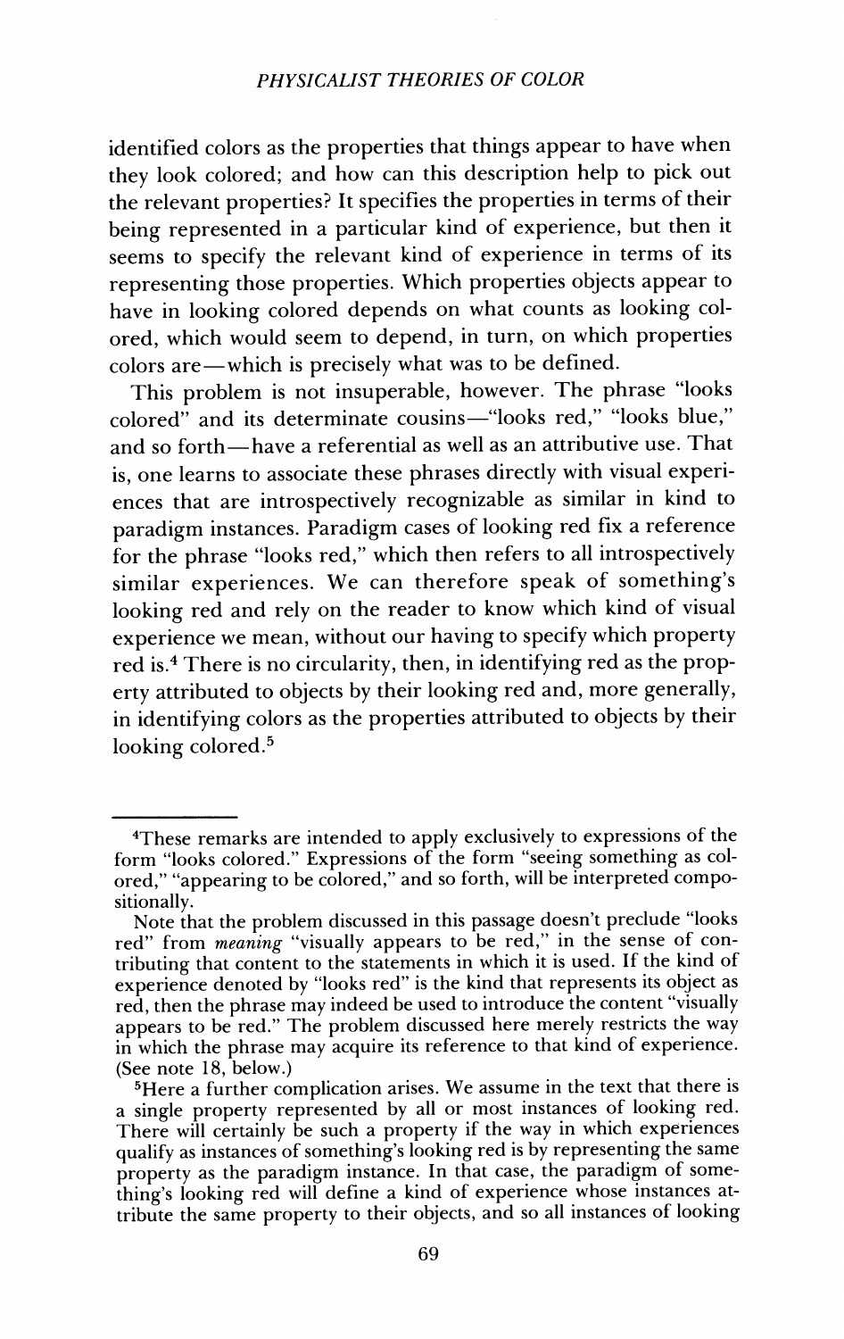identified colors as the properties that things appear to have when they look colored; and how can this description help to pick out the relevant properties? It specifies the properties in terms of their being represented in a particular kind of experience, but then it seems to specify the relevant kind of experience in terms of its representing those properties. Which properties objects appear to have in looking colored depends on what counts as looking colored, which would seem to depend, in turn, on which properties colors are—which is precisely what was to be defined.

This problem is not insuperable, however. The phrase "looks colored" and its determinate cousins—"looks red," "looks blue," and so forth—have a referential as well as an attributive use. That is, one learns to associate these phrases directly with visual experiences that are introspectively recognizable as similar in kind to paradigm instances. Paradigm cases of looking red fix a reference for the phrase "looks red," which then refers to all introspectively similar experiences. We can therefore speak of something's looking red and rely on the reader to know which kind of visual experience we mean, without our having to specify which property red is.[4] There is no circularity, then, in identifying red as the property attributed to objects by their looking red and, more generally, in identifying colors as the properties attributed to objects by their looking colored.[5]

---

[4]These remarks are intended to apply exclusively to expressions of the form "looks colored." Expressions of the form "seeing something as colored," "appearing to be colored," and so forth, will be interpreted compositionally.

Note that the problem discussed in this passage doesn't preclude "looks red" from *meaning* "visually appears to be red," in the sense of contributing that content to the statements in which it is used. If the kind of experience denoted by "looks red" is the kind that represents its object as red, then the phrase may indeed be used to introduce the content "visually appears to be red." The problem discussed here merely restricts the way in which the phrase may acquire its reference to that kind of experience. (See note 18, below.)

[5]Here a further complication arises. We assume in the text that there is a single property represented by all or most instances of looking red. There will certainly be such a property if the way in which experiences qualify as instances of something's looking red is by representing the same property as the paradigm instance. In that case, the paradigm of something's looking red will define a kind of experience whose instances attribute the same property to their objects, and so all instances of looking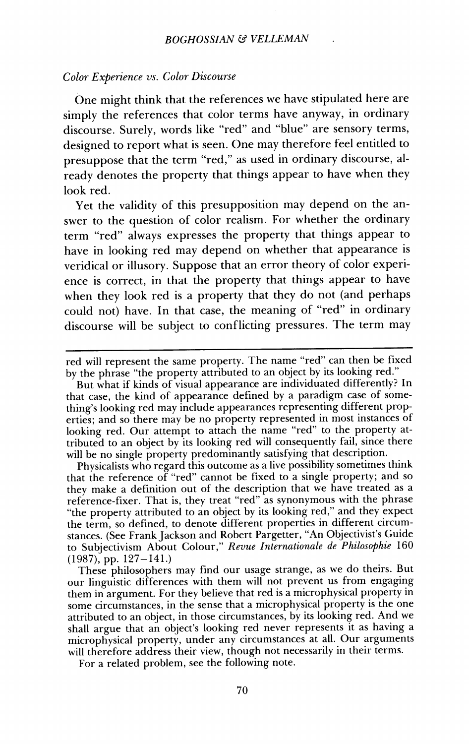*Color Experience vs. Color Discourse*

One might think that the references we have stipulated here are simply the references that color terms have anyway, in ordinary discourse. Surely, words like "red" and "blue" are sensory terms, designed to report what is seen. One may therefore feel entitled to presuppose that the term "red," as used in ordinary discourse, already denotes the property that things appear to have when they look red.

Yet the validity of this presupposition may depend on the answer to the question of color realism. For whether the ordinary term "red" always expresses the property that things appear to have in looking red may depend on whether that appearance is veridical or illusory. Suppose that an error theory of color experience is correct, in that the property that things appear to have when they look red is a property that they do not (and perhaps could not) have. In that case, the meaning of "red" in ordinary discourse will be subject to conflicting pressures. The term may

---

red will represent the same property. The name "red" can then be fixed by the phrase "the property attributed to an object by its looking red."

But what if kinds of visual appearance are individuated differently? In that case, the kind of appearance defined by a paradigm case of something's looking red may include appearances representing different properties; and so there may be no property represented in most instances of looking red. Our attempt to attach the name "red" to the property attributed to an object by its looking red will consequently fail, since there will be no single property predominantly satisfying that description.

Physicalists who regard this outcome as a live possibility sometimes think that the reference of "red" cannot be fixed to a single property; and so they make a definition out of the description that we have treated as a reference-fixer. That is, they treat "red" as synonymous with the phrase "the property attributed to an object by its looking red," and they expect the term, so defined, to denote different properties in different circumstances. (See Frank Jackson and Robert Pargetter, "An Objectivist's Guide to Subjectivism About Colour," *Revue Internationale de Philosophie* 160 (1987), pp. 127–141.)

These philosophers may find our usage strange, as we do theirs. But our linguistic differences with them will not prevent us from engaging them in argument. For they believe that red is a microphysical property in some circumstances, in the sense that a microphysical property is the one attributed to an object, in those circumstances, by its looking red. And we shall argue that an object's looking red never represents it as having a microphysical property, under any circumstances at all. Our arguments will therefore address their view, though not necessarily in their terms.

For a related problem, see the following note.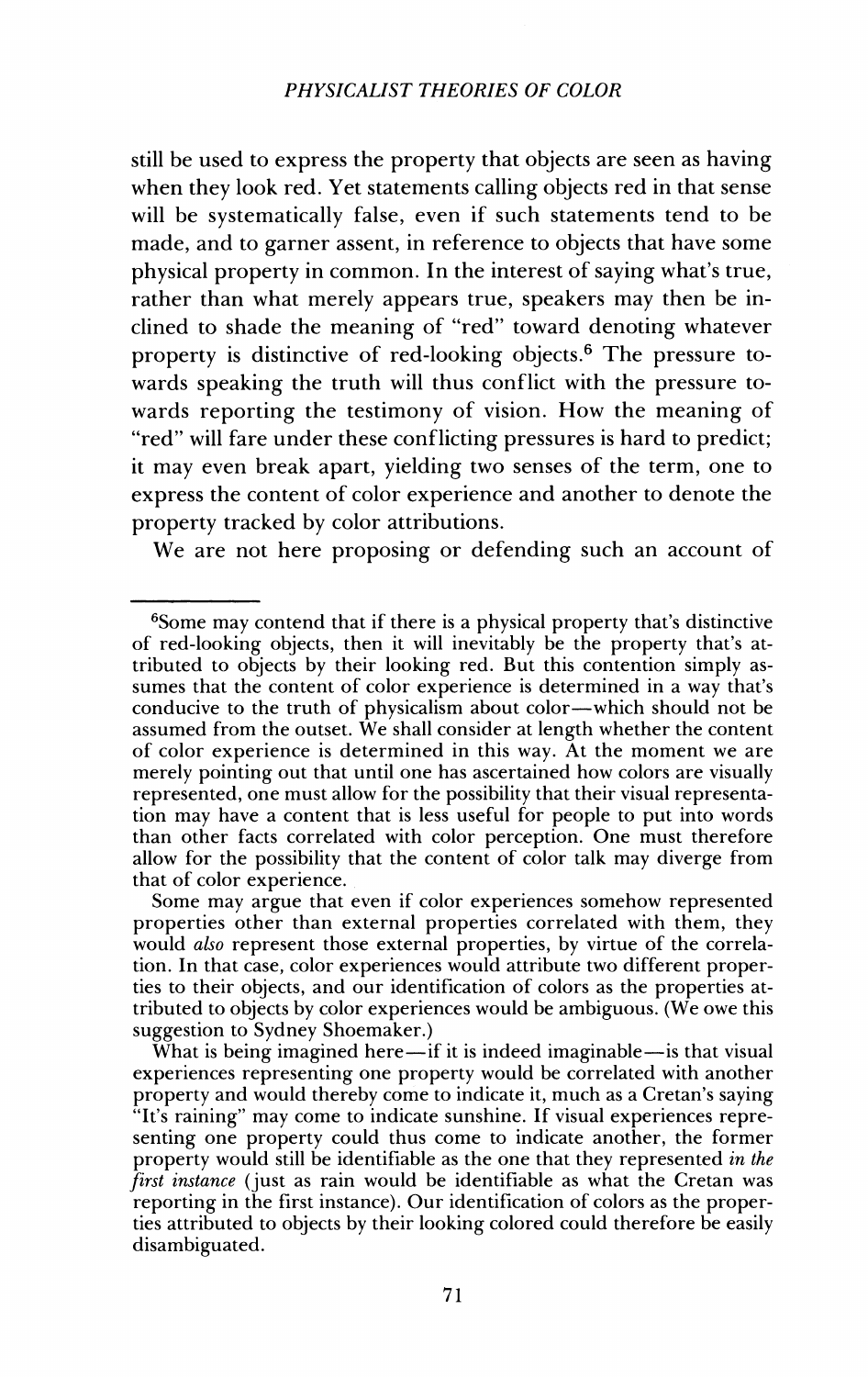still be used to express the property that objects are seen as having when they look red. Yet statements calling objects red in that sense will be systematically false, even if such statements tend to be made, and to garner assent, in reference to objects that have some physical property in common. In the interest of saying what's true, rather than what merely appears true, speakers may then be inclined to shade the meaning of "red" toward denoting whatever property is distinctive of red-looking objects.[6] The pressure towards speaking the truth will thus conflict with the pressure towards reporting the testimony of vision. How the meaning of "red" will fare under these conflicting pressures is hard to predict; it may even break apart, yielding two senses of the term, one to express the content of color experience and another to denote the property tracked by color attributions.

We are not here proposing or defending such an account of

---

[6]Some may contend that if there is a physical property that's distinctive of red-looking objects, then it will inevitably be the property that's attributed to objects by their looking red. But this contention simply assumes that the content of color experience is determined in a way that's conducive to the truth of physicalism about color—which should not be assumed from the outset. We shall consider at length whether the content of color experience is determined in this way. At the moment we are merely pointing out that until one has ascertained how colors are visually represented, one must allow for the possibility that their visual representation may have a content that is less useful for people to put into words than other facts correlated with color perception. One must therefore allow for the possibility that the content of color talk may diverge from that of color experience.

Some may argue that even if color experiences somehow represented properties other than external properties correlated with them, they would *also* represent those external properties, by virtue of the correlation. In that case, color experiences would attribute two different properties to their objects, and our identification of colors as the properties attributed to objects by color experiences would be ambiguous. (We owe this suggestion to Sydney Shoemaker.)

What is being imagined here—if it is indeed imaginable—is that visual experiences representing one property would be correlated with another property and would thereby come to indicate it, much as a Cretan's saying "It's raining" may come to indicate sunshine. If visual experiences representing one property could thus come to indicate another, the former property would still be identifiable as the one that they represented *in the first instance* (just as rain would be identifiable as what the Cretan was reporting in the first instance). Our identification of colors as the properties attributed to objects by their looking colored could therefore be easily disambiguated.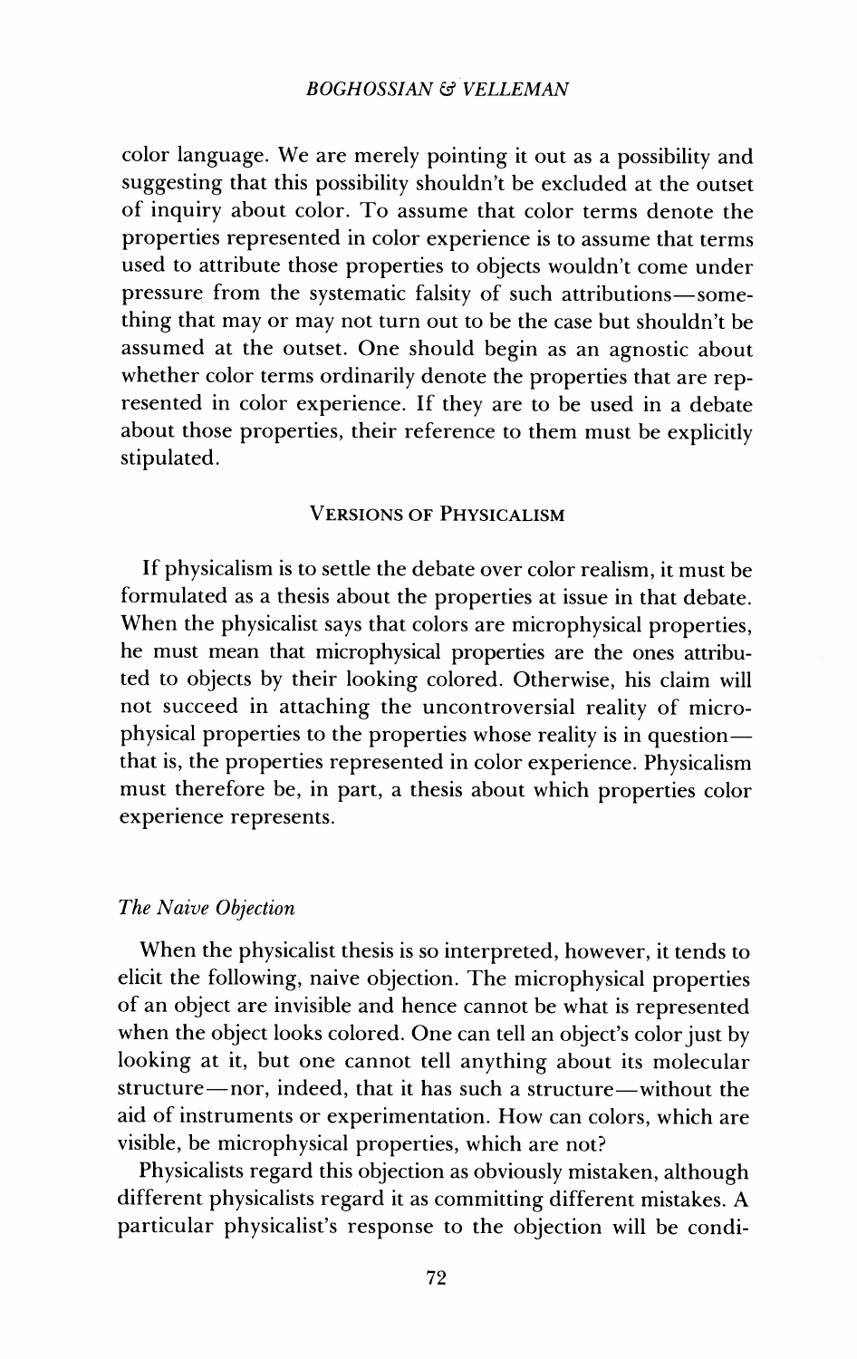color language. We are merely pointing it out as a possibility and suggesting that this possibility shouldn't be excluded at the outset of inquiry about color. To assume that color terms denote the properties represented in color experience is to assume that terms used to attribute those properties to objects wouldn't come under pressure from the systematic falsity of such attributions—something that may or may not turn out to be the case but shouldn't be assumed at the outset. One should begin as an agnostic about whether color terms ordinarily denote the properties that are represented in color experience. If they are to be used in a debate about those properties, their reference to them must be explicitly stipulated.

## Versions of Physicalism

If physicalism is to settle the debate over color realism, it must be formulated as a thesis about the properties at issue in that debate. When the physicalist says that colors are microphysical properties, he must mean that microphysical properties are the ones attributed to objects by their looking colored. Otherwise, his claim will not succeed in attaching the uncontroversial reality of microphysical properties to the properties whose reality is in question—that is, the properties represented in color experience. Physicalism must therefore be, in part, a thesis about which properties color experience represents.

### *The Naive Objection*

When the physicalist thesis is so interpreted, however, it tends to elicit the following, naive objection. The microphysical properties of an object are invisible and hence cannot be what is represented when the object looks colored. One can tell an object's color just by looking at it, but one cannot tell anything about its molecular structure—nor, indeed, that it has such a structure—without the aid of instruments or experimentation. How can colors, which are visible, be microphysical properties, which are not?

Physicalists regard this objection as obviously mistaken, although different physicalists regard it as committing different mistakes. A particular physicalist's response to the objection will be condi-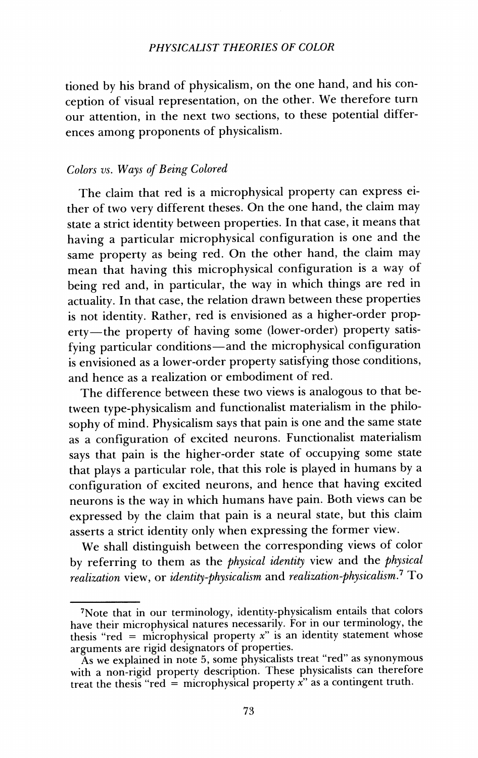tioned by his brand of physicalism, on the one hand, and his conception of visual representation, on the other. We therefore turn our attention, in the next two sections, to these potential differences among proponents of physicalism.

### *Colors vs. Ways of Being Colored*

The claim that red is a microphysical property can express either of two very different theses. On the one hand, the claim may state a strict identity between properties. In that case, it means that having a particular microphysical configuration is one and the same property as being red. On the other hand, the claim may mean that having this microphysical configuration is a way of being red and, in particular, the way in which things are red in actuality. In that case, the relation drawn between these properties is not identity. Rather, red is envisioned as a higher-order property—the property of having some (lower-order) property satisfying particular conditions—and the microphysical configuration is envisioned as a lower-order property satisfying those conditions, and hence as a realization or embodiment of red.

The difference between these two views is analogous to that between type-physicalism and functionalist materialism in the philosophy of mind. Physicalism says that pain is one and the same state as a configuration of excited neurons. Functionalist materialism says that pain is the higher-order state of occupying some state that plays a particular role, that this role is played in humans by a configuration of excited neurons, and hence that having excited neurons is the way in which humans have pain. Both views can be expressed by the claim that pain is a neural state, but this claim asserts a strict identity only when expressing the former view.

We shall distinguish between the corresponding views of color by referring to them as the *physical identity* view and the *physical realization* view, or *identity-physicalism* and *realization-physicalism*.[7] To

---

[7]Note that in our terminology, identity-physicalism entails that colors have their microphysical natures necessarily. For in our terminology, the thesis "red = microphysical property *x*" is an identity statement whose arguments are rigid designators of properties.

As we explained in note 5, some physicalists treat "red" as synonymous with a non-rigid property description. These physicalists can therefore treat the thesis "red = microphysical property *x*" as a contingent truth.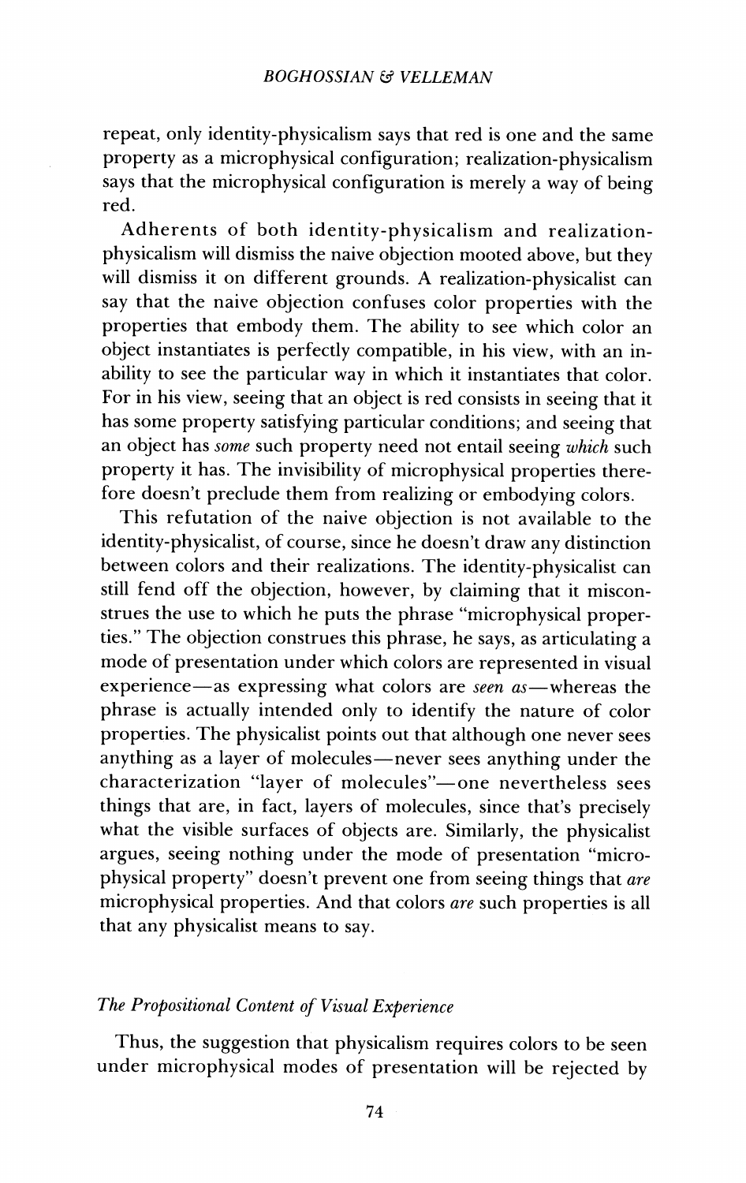repeat, only identity-physicalism says that red is one and the same property as a microphysical configuration; realization-physicalism says that the microphysical configuration is merely a way of being red.

Adherents of both identity-physicalism and realization-physicalism will dismiss the naive objection mooted above, but they will dismiss it on different grounds. A realization-physicalist can say that the naive objection confuses color properties with the properties that embody them. The ability to see which color an object instantiates is perfectly compatible, in his view, with an inability to see the particular way in which it instantiates that color. For in his view, seeing that an object is red consists in seeing that it has some property satisfying particular conditions; and seeing that an object has *some* such property need not entail seeing *which* such property it has. The invisibility of microphysical properties therefore doesn't preclude them from realizing or embodying colors.

This refutation of the naive objection is not available to the identity-physicalist, of course, since he doesn't draw any distinction between colors and their realizations. The identity-physicalist can still fend off the objection, however, by claiming that it misconstrues the use to which he puts the phrase "microphysical properties." The objection construes this phrase, he says, as articulating a mode of presentation under which colors are represented in visual experience—as expressing what colors are *seen as*—whereas the phrase is actually intended only to identify the nature of color properties. The physicalist points out that although one never sees anything as a layer of molecules—never sees anything under the characterization "layer of molecules"—one nevertheless sees things that are, in fact, layers of molecules, since that's precisely what the visible surfaces of objects are. Similarly, the physicalist argues, seeing nothing under the mode of presentation "microphysical property" doesn't prevent one from seeing things that *are* microphysical properties. And that colors *are* such properties is all that any physicalist means to say.

## *The Propositional Content of Visual Experience*

Thus, the suggestion that physicalism requires colors to be seen under microphysical modes of presentation will be rejected by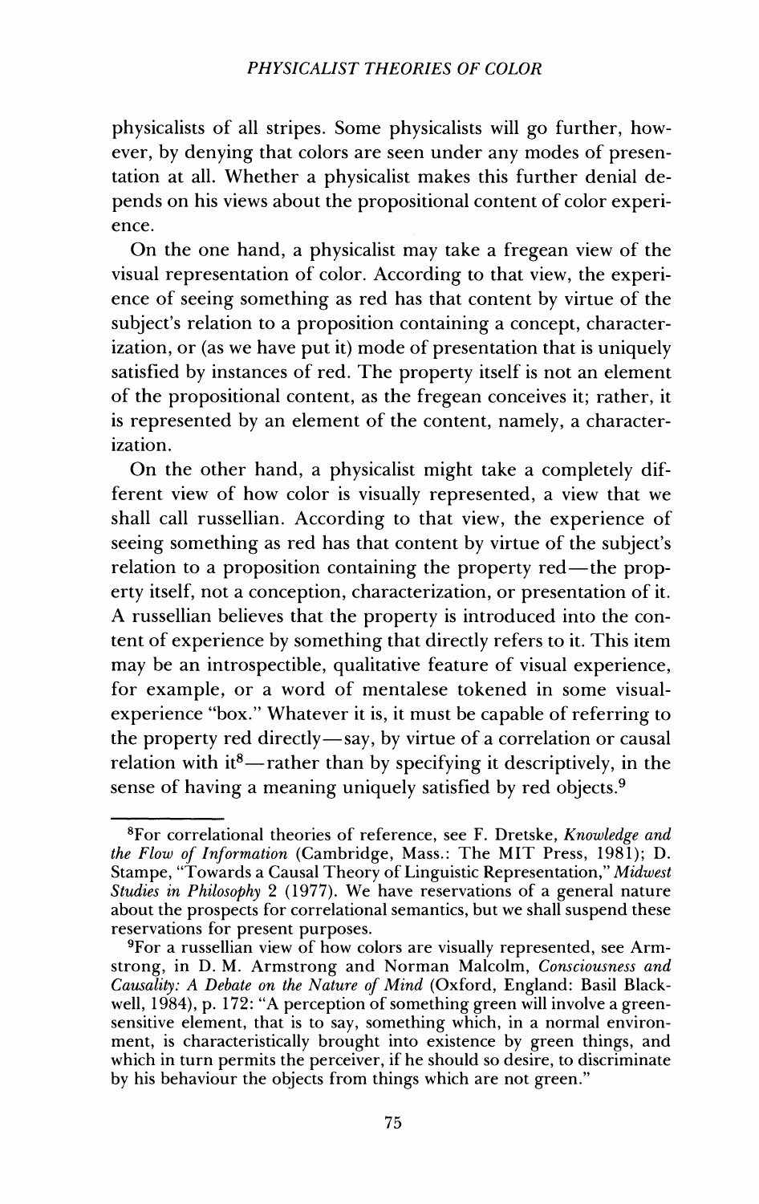physicalists of all stripes. Some physicalists will go further, however, by denying that colors are seen under any modes of presentation at all. Whether a physicalist makes this further denial depends on his views about the propositional content of color experience.

On the one hand, a physicalist may take a fregean view of the visual representation of color. According to that view, the experience of seeing something as red has that content by virtue of the subject's relation to a proposition containing a concept, characterization, or (as we have put it) mode of presentation that is uniquely satisfied by instances of red. The property itself is not an element of the propositional content, as the fregean conceives it; rather, it is represented by an element of the content, namely, a characterization.

On the other hand, a physicalist might take a completely different view of how color is visually represented, a view that we shall call russellian. According to that view, the experience of seeing something as red has that content by virtue of the subject's relation to a proposition containing the property red—the property itself, not a conception, characterization, or presentation of it. A russellian believes that the property is introduced into the content of experience by something that directly refers to it. This item may be an introspectible, qualitative feature of visual experience, for example, or a word of mentalese tokened in some visual-experience "box." Whatever it is, it must be capable of referring to the property red directly—say, by virtue of a correlation or causal relation with it[8]—rather than by specifying it descriptively, in the sense of having a meaning uniquely satisfied by red objects.[9]

[8]For correlational theories of reference, see F. Dretske, *Knowledge and the Flow of Information* (Cambridge, Mass.: The MIT Press, 1981); D. Stampe, "Towards a Causal Theory of Linguistic Representation," *Midwest Studies in Philosophy* 2 (1977). We have reservations of a general nature about the prospects for correlational semantics, but we shall suspend these reservations for present purposes.

[9]For a russellian view of how colors are visually represented, see Armstrong, in D. M. Armstrong and Norman Malcolm, *Consciousness and Causality: A Debate on the Nature of Mind* (Oxford, England: Basil Blackwell, 1984), p. 172: "A perception of something green will involve a green-sensitive element, that is to say, something which, in a normal environment, is characteristically brought into existence by green things, and which in turn permits the perceiver, if he should so desire, to discriminate by his behaviour the objects from things which are not green."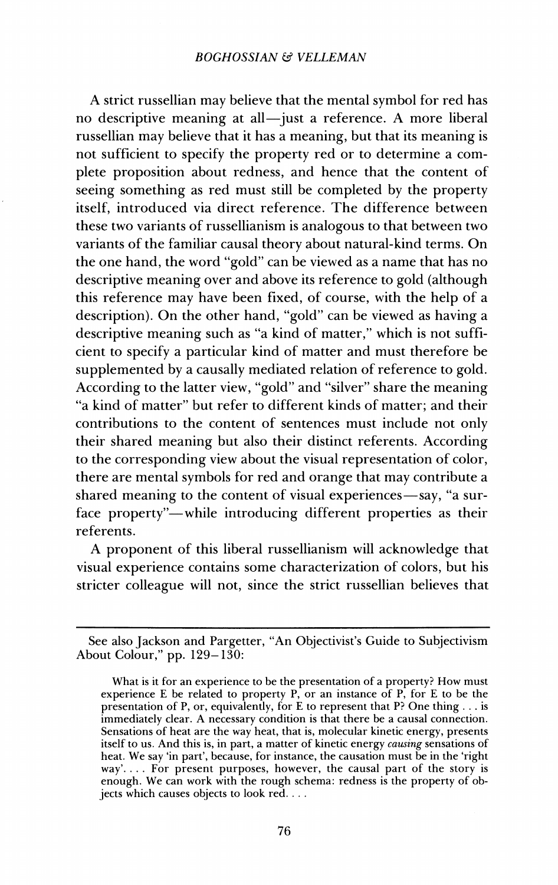A strict russellian may believe that the mental symbol for red has no descriptive meaning at all—just a reference. A more liberal russellian may believe that it has a meaning, but that its meaning is not sufficient to specify the property red or to determine a complete proposition about redness, and hence that the content of seeing something as red must still be completed by the property itself, introduced via direct reference. The difference between these two variants of russellianism is analogous to that between two variants of the familiar causal theory about natural-kind terms. On the one hand, the word "gold" can be viewed as a name that has no descriptive meaning over and above its reference to gold (although this reference may have been fixed, of course, with the help of a description). On the other hand, "gold" can be viewed as having a descriptive meaning such as "a kind of matter," which is not sufficient to specify a particular kind of matter and must therefore be supplemented by a causally mediated relation of reference to gold. According to the latter view, "gold" and "silver" share the meaning "a kind of matter" but refer to different kinds of matter; and their contributions to the content of sentences must include not only their shared meaning but also their distinct referents. According to the corresponding view about the visual representation of color, there are mental symbols for red and orange that may contribute a shared meaning to the content of visual experiences—say, "a surface property"—while introducing different properties as their referents.

A proponent of this liberal russellianism will acknowledge that visual experience contains some characterization of colors, but his stricter colleague will not, since the strict russellian believes that

---

See also Jackson and Pargetter, "An Objectivist's Guide to Subjectivism About Colour," pp. 129–130:

> What is it for an experience to be the presentation of a property? How must experience E be related to property P, or an instance of P, for E to be the presentation of P, or, equivalently, for E to represent that P? One thing . . . is immediately clear. A necessary condition is that there be a causal connection. Sensations of heat are the way heat, that is, molecular kinetic energy, presents itself to us. And this is, in part, a matter of kinetic energy *causing* sensations of heat. We say 'in part', because, for instance, the causation must be in the 'right way'. . . . For present purposes, however, the causal part of the story is enough. We can work with the rough schema: redness is the property of objects which causes objects to look red. . . .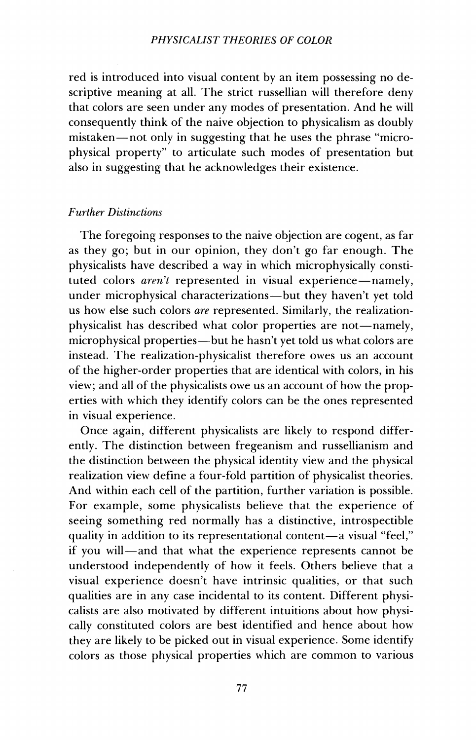red is introduced into visual content by an item possessing no descriptive meaning at all. The strict russellian will therefore deny that colors are seen under any modes of presentation. And he will consequently think of the naive objection to physicalism as doubly mistaken—not only in suggesting that he uses the phrase "microphysical property" to articulate such modes of presentation but also in suggesting that he acknowledges their existence.

### *Further Distinctions*

The foregoing responses to the naive objection are cogent, as far as they go; but in our opinion, they don't go far enough. The physicalists have described a way in which microphysically constituted colors *aren't* represented in visual experience—namely, under microphysical characterizations—but they haven't yet told us how else such colors *are* represented. Similarly, the realization-physicalist has described what color properties are not—namely, microphysical properties—but he hasn't yet told us what colors are instead. The realization-physicalist therefore owes us an account of the higher-order properties that are identical with colors, in his view; and all of the physicalists owe us an account of how the properties with which they identify colors can be the ones represented in visual experience.

Once again, different physicalists are likely to respond differently. The distinction between fregeanism and russellianism and the distinction between the physical identity view and the physical realization view define a four-fold partition of physicalist theories. And within each cell of the partition, further variation is possible. For example, some physicalists believe that the experience of seeing something red normally has a distinctive, introspectible quality in addition to its representational content—a visual "feel," if you will—and that what the experience represents cannot be understood independently of how it feels. Others believe that a visual experience doesn't have intrinsic qualities, or that such qualities are in any case incidental to its content. Different physicalists are also motivated by different intuitions about how physically constituted colors are best identified and hence about how they are likely to be picked out in visual experience. Some identify colors as those physical properties which are common to various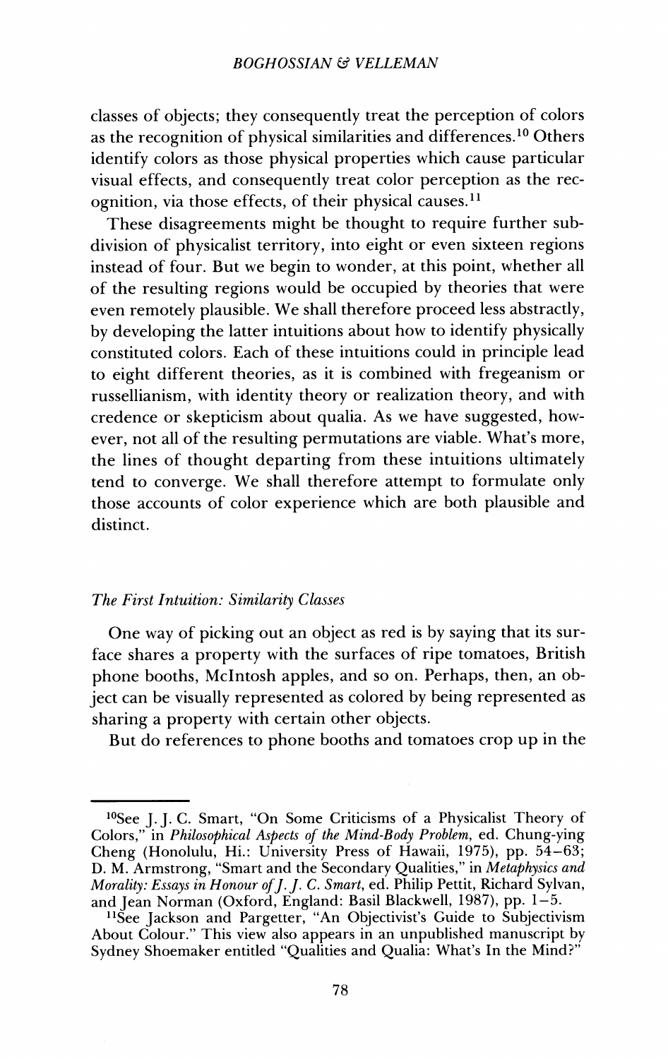classes of objects; they consequently treat the perception of colors as the recognition of physical similarities and differences.[10] Others identify colors as those physical properties which cause particular visual effects, and consequently treat color perception as the recognition, via those effects, of their physical causes.[11]

These disagreements might be thought to require further subdivision of physicalist territory, into eight or even sixteen regions instead of four. But we begin to wonder, at this point, whether all of the resulting regions would be occupied by theories that were even remotely plausible. We shall therefore proceed less abstractly, by developing the latter intuitions about how to identify physically constituted colors. Each of these intuitions could in principle lead to eight different theories, as it is combined with fregeanism or russellianism, with identity theory or realization theory, and with credence or skepticism about qualia. As we have suggested, however, not all of the resulting permutations are viable. What's more, the lines of thought departing from these intuitions ultimately tend to converge. We shall therefore attempt to formulate only those accounts of color experience which are both plausible and distinct.

### *The First Intuition: Similarity Classes*

One way of picking out an object as red is by saying that its surface shares a property with the surfaces of ripe tomatoes, British phone booths, McIntosh apples, and so on. Perhaps, then, an object can be visually represented as colored by being represented as sharing a property with certain other objects.

But do references to phone booths and tomatoes crop up in the

---

[10]See J. J. C. Smart, "On Some Criticisms of a Physicalist Theory of Colors," in *Philosophical Aspects of the Mind-Body Problem*, ed. Chung-ying Cheng (Honolulu, Hi.: University Press of Hawaii, 1975), pp. 54–63; D. M. Armstrong, "Smart and the Secondary Qualities," in *Metaphysics and Morality: Essays in Honour of J. J. C. Smart*, ed. Philip Pettit, Richard Sylvan, and Jean Norman (Oxford, England: Basil Blackwell, 1987), pp. 1–5.

[11]See Jackson and Pargetter, "An Objectivist's Guide to Subjectivism About Colour." This view also appears in an unpublished manuscript by Sydney Shoemaker entitled "Qualities and Qualia: What's In the Mind?"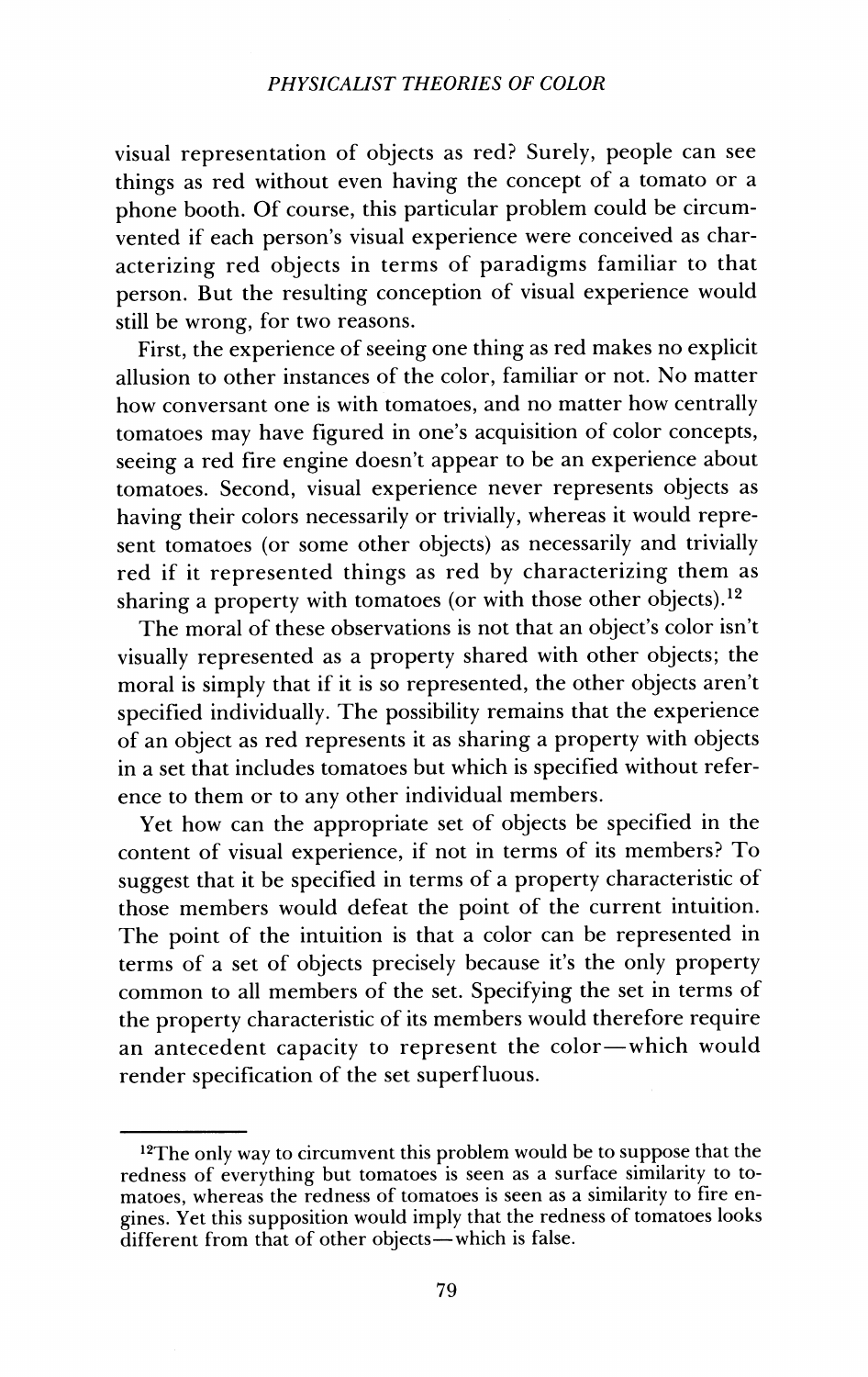visual representation of objects as red? Surely, people can see things as red without even having the concept of a tomato or a phone booth. Of course, this particular problem could be circumvented if each person's visual experience were conceived as characterizing red objects in terms of paradigms familiar to that person. But the resulting conception of visual experience would still be wrong, for two reasons.

First, the experience of seeing one thing as red makes no explicit allusion to other instances of the color, familiar or not. No matter how conversant one is with tomatoes, and no matter how centrally tomatoes may have figured in one's acquisition of color concepts, seeing a red fire engine doesn't appear to be an experience about tomatoes. Second, visual experience never represents objects as having their colors necessarily or trivially, whereas it would represent tomatoes (or some other objects) as necessarily and trivially red if it represented things as red by characterizing them as sharing a property with tomatoes (or with those other objects).[12]

The moral of these observations is not that an object's color isn't visually represented as a property shared with other objects; the moral is simply that if it is so represented, the other objects aren't specified individually. The possibility remains that the experience of an object as red represents it as sharing a property with objects in a set that includes tomatoes but which is specified without reference to them or to any other individual members.

Yet how can the appropriate set of objects be specified in the content of visual experience, if not in terms of its members? To suggest that it be specified in terms of a property characteristic of those members would defeat the point of the current intuition. The point of the intuition is that a color can be represented in terms of a set of objects precisely because it's the only property common to all members of the set. Specifying the set in terms of the property characteristic of its members would therefore require an antecedent capacity to represent the color—which would render specification of the set superfluous.

---

[12]The only way to circumvent this problem would be to suppose that the redness of everything but tomatoes is seen as a surface similarity to tomatoes, whereas the redness of tomatoes is seen as a similarity to fire engines. Yet this supposition would imply that the redness of tomatoes looks different from that of other objects—which is false.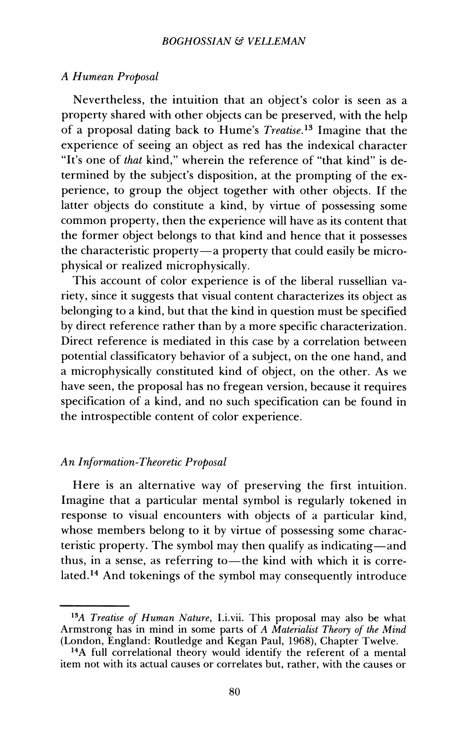### *A Humean Proposal*

Nevertheless, the intuition that an object's color is seen as a property shared with other objects can be preserved, with the help of a proposal dating back to Hume's *Treatise*.[13] Imagine that the experience of seeing an object as red has the indexical character "It's one of *that* kind," wherein the reference of "that kind" is determined by the subject's disposition, at the prompting of the experience, to group the object together with other objects. If the latter objects do constitute a kind, by virtue of possessing some common property, then the experience will have as its content that the former object belongs to that kind and hence that it possesses the characteristic property—a property that could easily be microphysical or realized microphysically.

This account of color experience is of the liberal russellian variety, since it suggests that visual content characterizes its object as belonging to a kind, but that the kind in question must be specified by direct reference rather than by a more specific characterization. Direct reference is mediated in this case by a correlation between potential classificatory behavior of a subject, on the one hand, and a microphysically constituted kind of object, on the other. As we have seen, the proposal has no fregean version, because it requires specification of a kind, and no such specification can be found in the introspectible content of color experience.

### *An Information-Theoretic Proposal*

Here is an alternative way of preserving the first intuition. Imagine that a particular mental symbol is regularly tokened in response to visual encounters with objects of a particular kind, whose members belong to it by virtue of possessing some characteristic property. The symbol may then qualify as indicating—and thus, in a sense, as referring to—the kind with which it is correlated.[14] And tokenings of the symbol may consequently introduce

---

[13] *A Treatise of Human Nature*, I.i.vii. This proposal may also be what Armstrong has in mind in some parts of *A Materialist Theory of the Mind* (London, England: Routledge and Kegan Paul, 1968), Chapter Twelve.

[14] A full correlational theory would identify the referent of a mental item not with its actual causes or correlates but, rather, with the causes or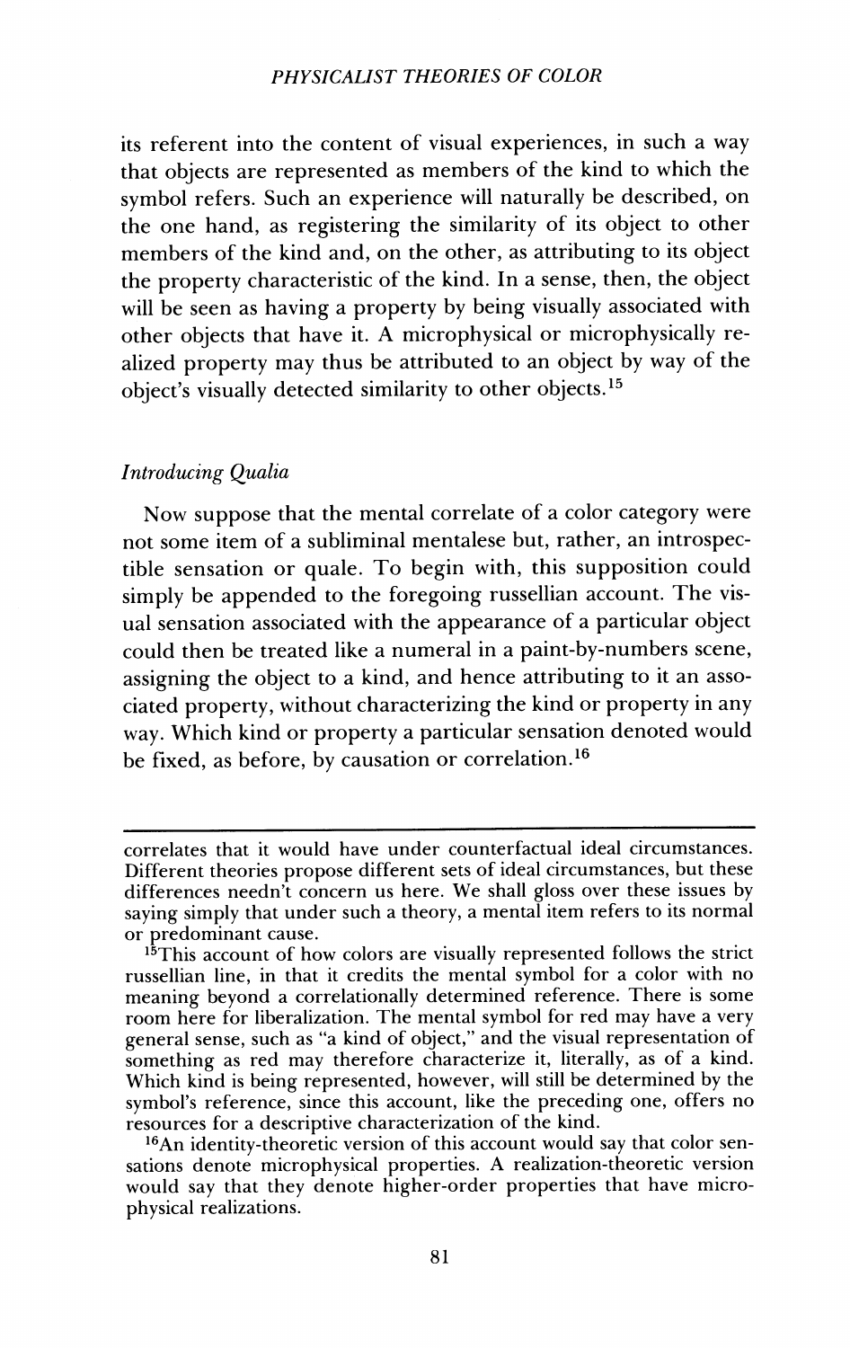its referent into the content of visual experiences, in such a way that objects are represented as members of the kind to which the symbol refers. Such an experience will naturally be described, on the one hand, as registering the similarity of its object to other members of the kind and, on the other, as attributing to its object the property characteristic of the kind. In a sense, then, the object will be seen as having a property by being visually associated with other objects that have it. A microphysical or microphysically realized property may thus be attributed to an object by way of the object's visually detected similarity to other objects.[15]

### *Introducing Qualia*

Now suppose that the mental correlate of a color category were not some item of a subliminal mentalese but, rather, an introspectible sensation or quale. To begin with, this supposition could simply be appended to the foregoing russellian account. The visual sensation associated with the appearance of a particular object could then be treated like a numeral in a paint-by-numbers scene, assigning the object to a kind, and hence attributing to it an associated property, without characterizing the kind or property in any way. Which kind or property a particular sensation denoted would be fixed, as before, by causation or correlation.[16]

---

correlates that it would have under counterfactual ideal circumstances. Different theories propose different sets of ideal circumstances, but these differences needn't concern us here. We shall gloss over these issues by saying simply that under such a theory, a mental item refers to its normal or predominant cause.

[15]This account of how colors are visually represented follows the strict russellian line, in that it credits the mental symbol for a color with no meaning beyond a correlationally determined reference. There is some room here for liberalization. The mental symbol for red may have a very general sense, such as "a kind of object," and the visual representation of something as red may therefore characterize it, literally, as of a kind. Which kind is being represented, however, will still be determined by the symbol's reference, since this account, like the preceding one, offers no resources for a descriptive characterization of the kind.

[16]An identity-theoretic version of this account would say that color sensations denote microphysical properties. A realization-theoretic version would say that they denote higher-order properties that have microphysical realizations.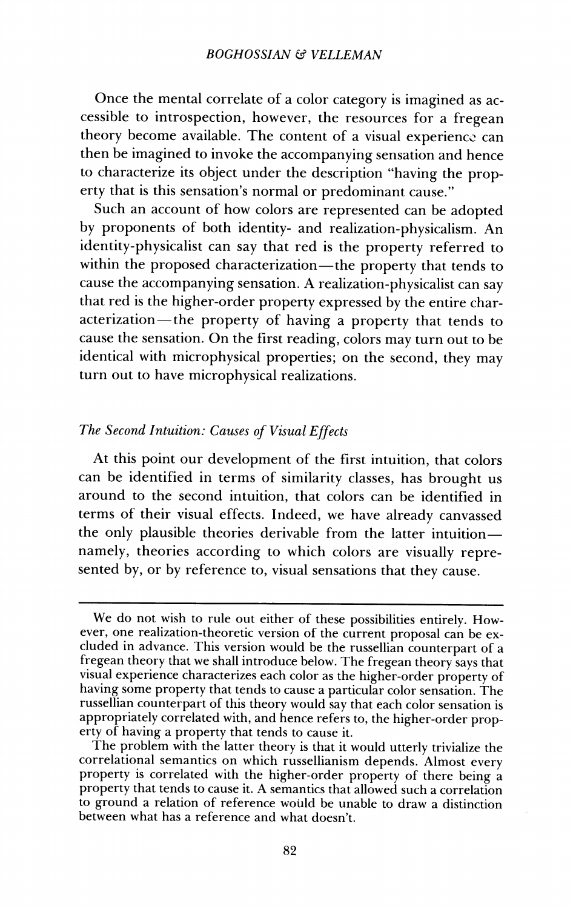Once the mental correlate of a color category is imagined as accessible to introspection, however, the resources for a fregean theory become available. The content of a visual experience can then be imagined to invoke the accompanying sensation and hence to characterize its object under the description "having the property that is this sensation's normal or predominant cause."

Such an account of how colors are represented can be adopted by proponents of both identity- and realization-physicalism. An identity-physicalist can say that red is the property referred to within the proposed characterization—the property that tends to cause the accompanying sensation. A realization-physicalist can say that red is the higher-order property expressed by the entire characterization—the property of having a property that tends to cause the sensation. On the first reading, colors may turn out to be identical with microphysical properties; on the second, they may turn out to have microphysical realizations.

### *The Second Intuition: Causes of Visual Effects*

At this point our development of the first intuition, that colors can be identified in terms of similarity classes, has brought us around to the second intuition, that colors can be identified in terms of their visual effects. Indeed, we have already canvassed the only plausible theories derivable from the latter intuition—namely, theories according to which colors are visually represented by, or by reference to, visual sensations that they cause.

---

We do not wish to rule out either of these possibilities entirely. However, one realization-theoretic version of the current proposal can be excluded in advance. This version would be the russellian counterpart of a fregean theory that we shall introduce below. The fregean theory says that visual experience characterizes each color as the higher-order property of having some property that tends to cause a particular color sensation. The russellian counterpart of this theory would say that each color sensation is appropriately correlated with, and hence refers to, the higher-order property of having a property that tends to cause it.

The problem with the latter theory is that it would utterly trivialize the correlational semantics on which russellianism depends. Almost every property is correlated with the higher-order property of there being a property that tends to cause it. A semantics that allowed such a correlation to ground a relation of reference would be unable to draw a distinction between what has a reference and what doesn't.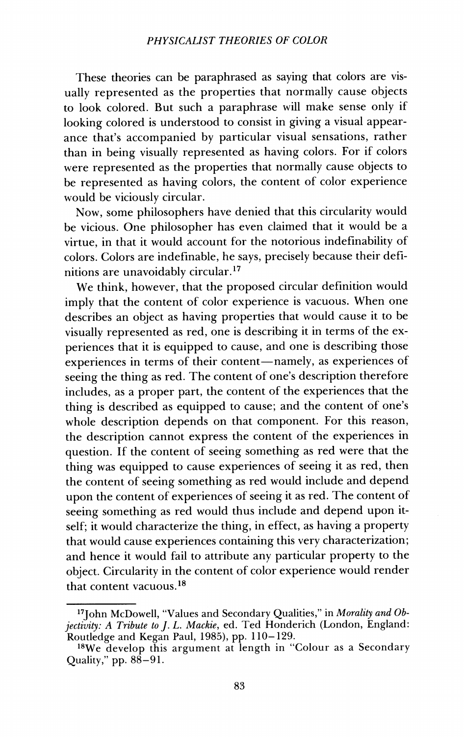These theories can be paraphrased as saying that colors are visually represented as the properties that normally cause objects to look colored. But such a paraphrase will make sense only if looking colored is understood to consist in giving a visual appearance that's accompanied by particular visual sensations, rather than in being visually represented as having colors. For if colors were represented as the properties that normally cause objects to be represented as having colors, the content of color experience would be viciously circular.

Now, some philosophers have denied that this circularity would be vicious. One philosopher has even claimed that it would be a virtue, in that it would account for the notorious indefinability of colors. Colors are indefinable, he says, precisely because their definitions are unavoidably circular.[17]

We think, however, that the proposed circular definition would imply that the content of color experience is vacuous. When one describes an object as having properties that would cause it to be visually represented as red, one is describing it in terms of the experiences that it is equipped to cause, and one is describing those experiences in terms of their content—namely, as experiences of seeing the thing as red. The content of one's description therefore includes, as a proper part, the content of the experiences that the thing is described as equipped to cause; and the content of one's whole description depends on that component. For this reason, the description cannot express the content of the experiences in question. If the content of seeing something as red were that the thing was equipped to cause experiences of seeing it as red, then the content of seeing something as red would include and depend upon the content of experiences of seeing it as red. The content of seeing something as red would thus include and depend upon itself; it would characterize the thing, in effect, as having a property that would cause experiences containing this very characterization; and hence it would fail to attribute any particular property to the object. Circularity in the content of color experience would render that content vacuous.[18]

---

[17] John McDowell, "Values and Secondary Qualities," in *Morality and Objectivity: A Tribute to J. L. Mackie*, ed. Ted Honderich (London, England: Routledge and Kegan Paul, 1985), pp. 110–129.

[18] We develop this argument at length in "Colour as a Secondary Quality," pp. 88–91.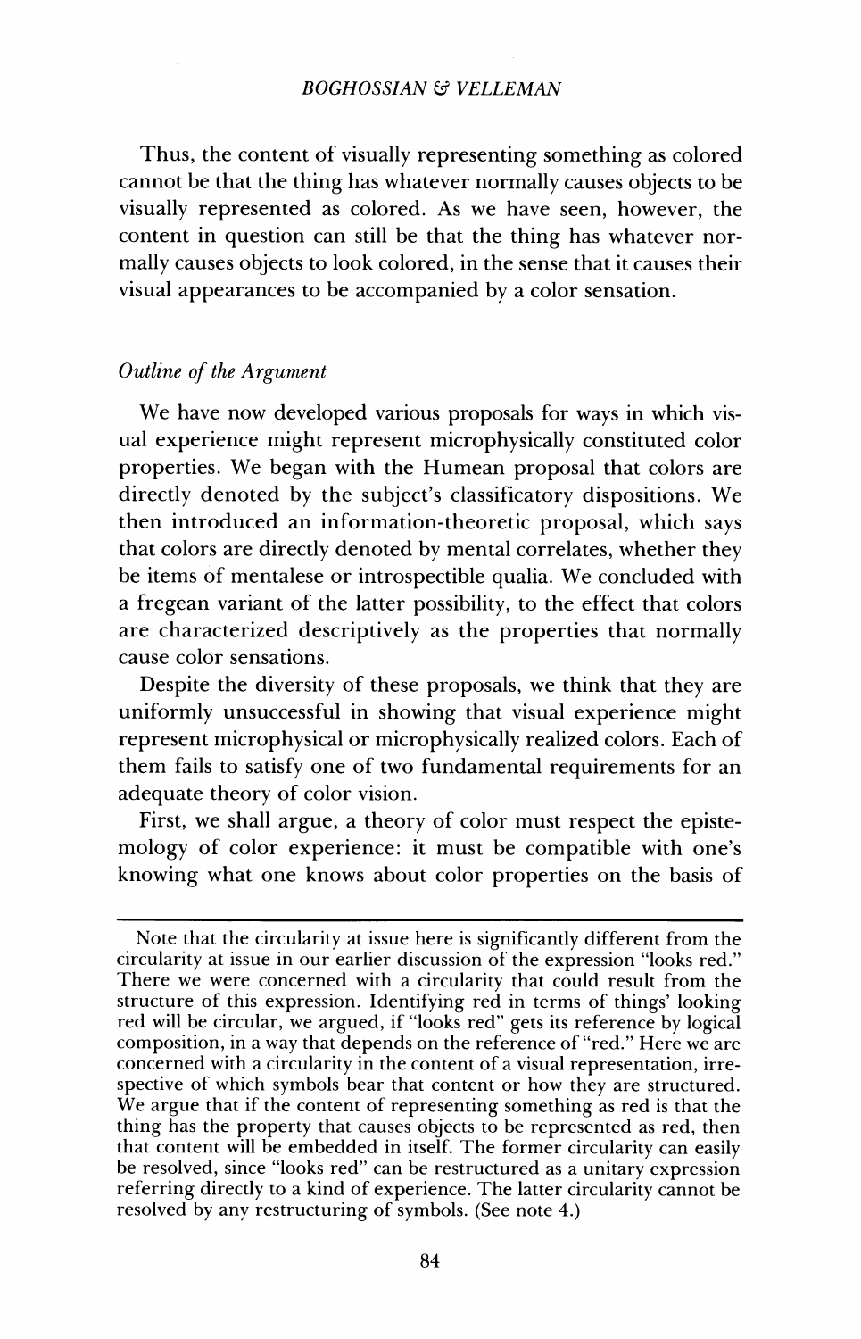Thus, the content of visually representing something as colored cannot be that the thing has whatever normally causes objects to be visually represented as colored. As we have seen, however, the content in question can still be that the thing has whatever normally causes objects to look colored, in the sense that it causes their visual appearances to be accompanied by a color sensation.

### *Outline of the Argument*

We have now developed various proposals for ways in which visual experience might represent microphysically constituted color properties. We began with the Humean proposal that colors are directly denoted by the subject's classificatory dispositions. We then introduced an information-theoretic proposal, which says that colors are directly denoted by mental correlates, whether they be items of mentalese or introspectible qualia. We concluded with a fregean variant of the latter possibility, to the effect that colors are characterized descriptively as the properties that normally cause color sensations.

Despite the diversity of these proposals, we think that they are uniformly unsuccessful in showing that visual experience might represent microphysical or microphysically realized colors. Each of them fails to satisfy one of two fundamental requirements for an adequate theory of color vision.

First, we shall argue, a theory of color must respect the epistemology of color experience: it must be compatible with one's knowing what one knows about color properties on the basis of

---

Note that the circularity at issue here is significantly different from the circularity at issue in our earlier discussion of the expression "looks red." There we were concerned with a circularity that could result from the structure of this expression. Identifying red in terms of things' looking red will be circular, we argued, if "looks red" gets its reference by logical composition, in a way that depends on the reference of "red." Here we are concerned with a circularity in the content of a visual representation, irrespective of which symbols bear that content or how they are structured. We argue that if the content of representing something as red is that the thing has the property that causes objects to be represented as red, then that content will be embedded in itself. The former circularity can easily be resolved, since "looks red" can be restructured as a unitary expression referring directly to a kind of experience. The latter circularity cannot be resolved by any restructuring of symbols. (See note 4.)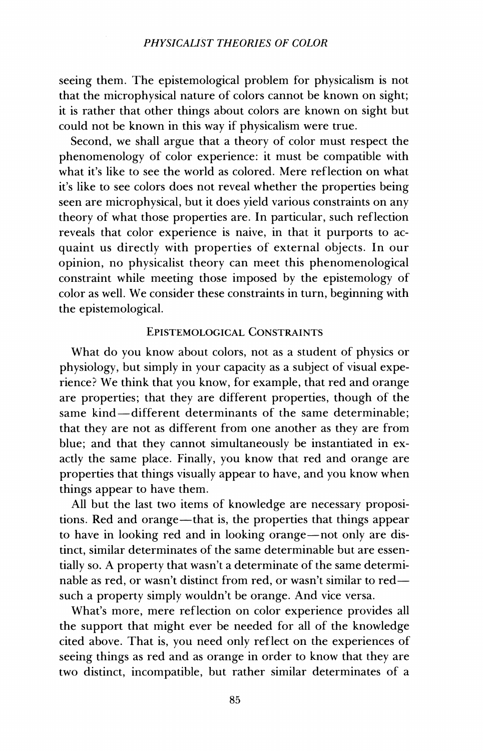seeing them. The epistemological problem for physicalism is not that the microphysical nature of colors cannot be known on sight; it is rather that other things about colors are known on sight but could not be known in this way if physicalism were true.

Second, we shall argue that a theory of color must respect the phenomenology of color experience: it must be compatible with what it's like to see the world as colored. Mere reflection on what it's like to see colors does not reveal whether the properties being seen are microphysical, but it does yield various constraints on any theory of what those properties are. In particular, such reflection reveals that color experience is naive, in that it purports to acquaint us directly with properties of external objects. In our opinion, no physicalist theory can meet this phenomenological constraint while meeting those imposed by the epistemology of color as well. We consider these constraints in turn, beginning with the epistemological.

## Epistemological Constraints

What do you know about colors, not as a student of physics or physiology, but simply in your capacity as a subject of visual experience? We think that you know, for example, that red and orange are properties; that they are different properties, though of the same kind—different determinants of the same determinable; that they are not as different from one another as they are from blue; and that they cannot simultaneously be instantiated in exactly the same place. Finally, you know that red and orange are properties that things visually appear to have, and you know when things appear to have them.

All but the last two items of knowledge are necessary propositions. Red and orange—that is, the properties that things appear to have in looking red and in looking orange—not only are distinct, similar determinates of the same determinable but are essentially so. A property that wasn't a determinate of the same determinable as red, or wasn't distinct from red, or wasn't similar to red—such a property simply wouldn't be orange. And vice versa.

What's more, mere reflection on color experience provides all the support that might ever be needed for all of the knowledge cited above. That is, you need only reflect on the experiences of seeing things as red and as orange in order to know that they are two distinct, incompatible, but rather similar determinates of a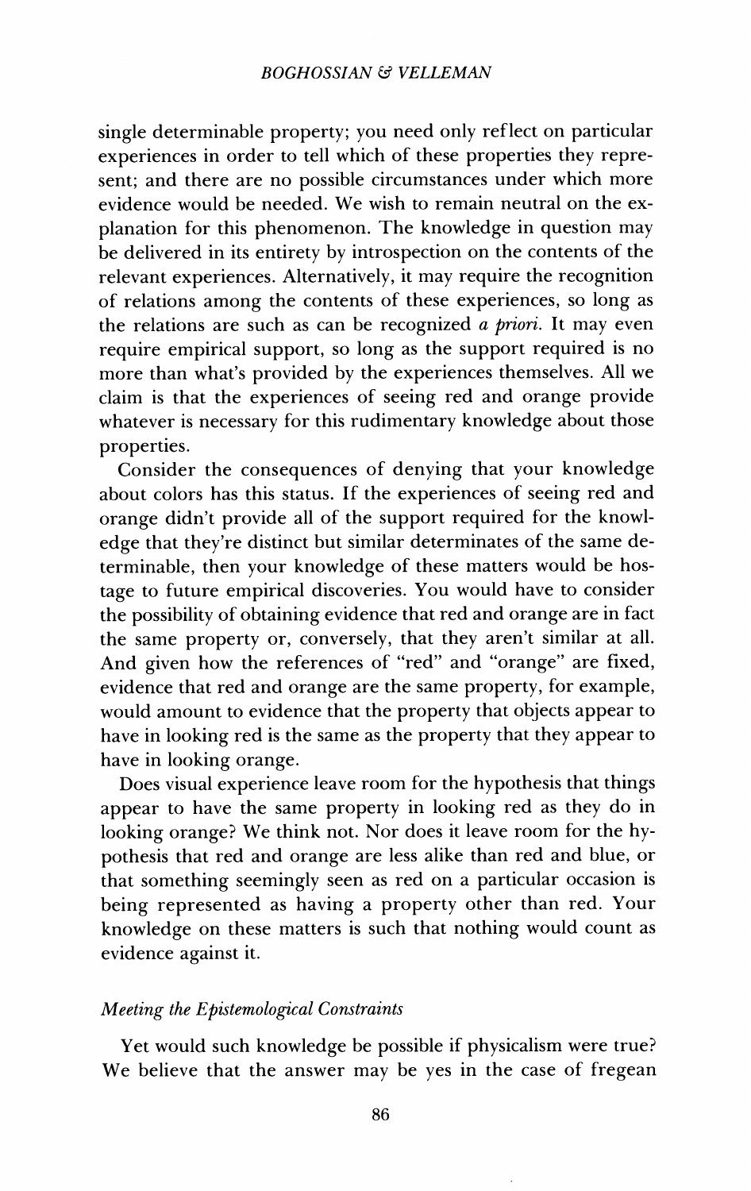single determinable property; you need only reflect on particular experiences in order to tell which of these properties they represent; and there are no possible circumstances under which more evidence would be needed. We wish to remain neutral on the explanation for this phenomenon. The knowledge in question may be delivered in its entirety by introspection on the contents of the relevant experiences. Alternatively, it may require the recognition of relations among the contents of these experiences, so long as the relations are such as can be recognized *a priori*. It may even require empirical support, so long as the support required is no more than what's provided by the experiences themselves. All we claim is that the experiences of seeing red and orange provide whatever is necessary for this rudimentary knowledge about those properties.

Consider the consequences of denying that your knowledge about colors has this status. If the experiences of seeing red and orange didn't provide all of the support required for the knowledge that they're distinct but similar determinates of the same determinable, then your knowledge of these matters would be hostage to future empirical discoveries. You would have to consider the possibility of obtaining evidence that red and orange are in fact the same property or, conversely, that they aren't similar at all. And given how the references of "red" and "orange" are fixed, evidence that red and orange are the same property, for example, would amount to evidence that the property that objects appear to have in looking red is the same as the property that they appear to have in looking orange.

Does visual experience leave room for the hypothesis that things appear to have the same property in looking red as they do in looking orange? We think not. Nor does it leave room for the hypothesis that red and orange are less alike than red and blue, or that something seemingly seen as red on a particular occasion is being represented as having a property other than red. Your knowledge on these matters is such that nothing would count as evidence against it.

### *Meeting the Epistemological Constraints*

Yet would such knowledge be possible if physicalism were true? We believe that the answer may be yes in the case of fregean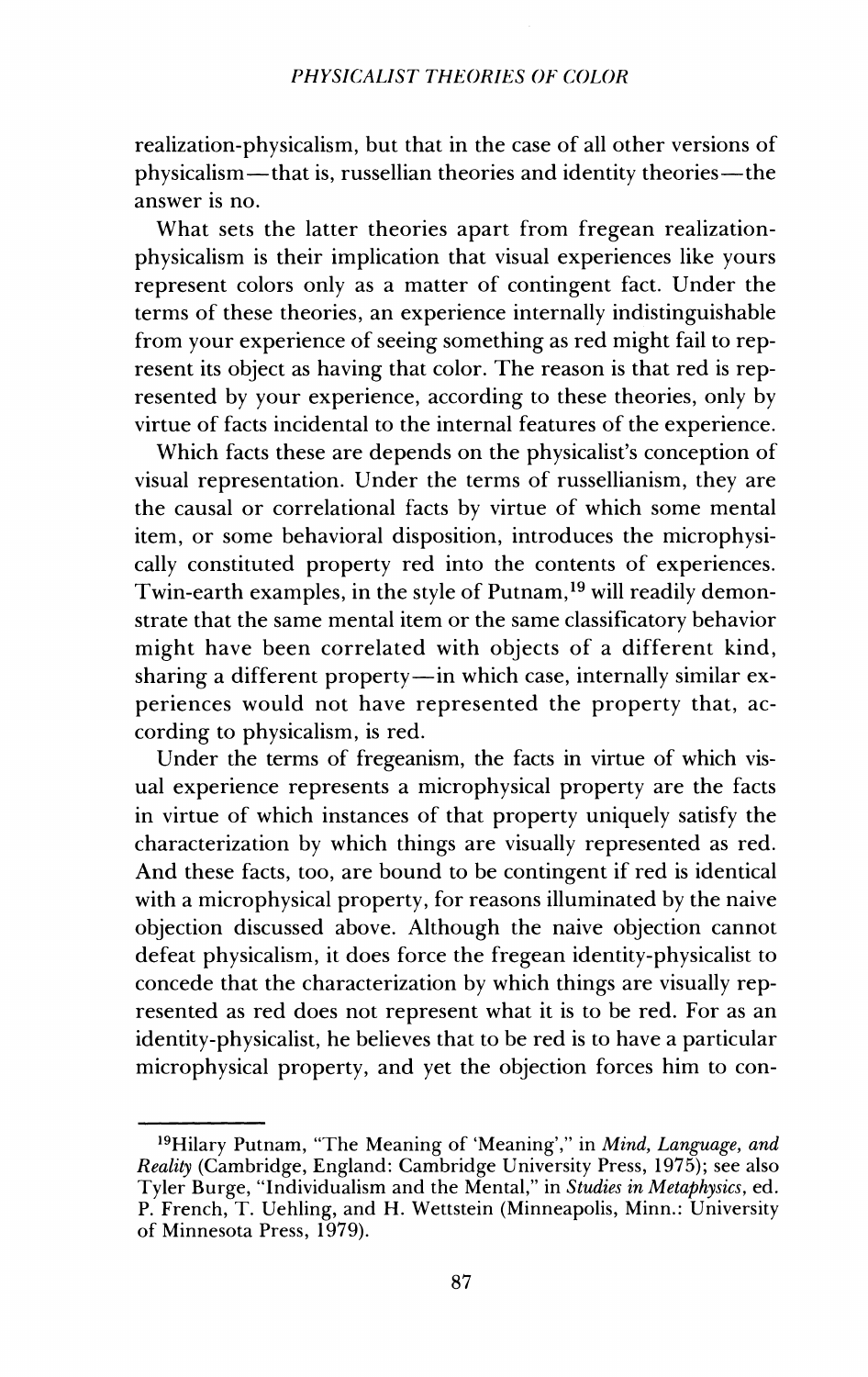realization-physicalism, but that in the case of all other versions of physicalism—that is, russellian theories and identity theories—the answer is no.

What sets the latter theories apart from fregean realization-physicalism is their implication that visual experiences like yours represent colors only as a matter of contingent fact. Under the terms of these theories, an experience internally indistinguishable from your experience of seeing something as red might fail to represent its object as having that color. The reason is that red is represented by your experience, according to these theories, only by virtue of facts incidental to the internal features of the experience.

Which facts these are depends on the physicalist's conception of visual representation. Under the terms of russellianism, they are the causal or correlational facts by virtue of which some mental item, or some behavioral disposition, introduces the microphysically constituted property red into the contents of experiences. Twin-earth examples, in the style of Putnam,[19] will readily demonstrate that the same mental item or the same classificatory behavior might have been correlated with objects of a different kind, sharing a different property—in which case, internally similar experiences would not have represented the property that, according to physicalism, is red.

Under the terms of fregeanism, the facts in virtue of which visual experience represents a microphysical property are the facts in virtue of which instances of that property uniquely satisfy the characterization by which things are visually represented as red. And these facts, too, are bound to be contingent if red is identical with a microphysical property, for reasons illuminated by the naive objection discussed above. Although the naive objection cannot defeat physicalism, it does force the fregean identity-physicalist to concede that the characterization by which things are visually represented as red does not represent what it is to be red. For as an identity-physicalist, he believes that to be red is to have a particular microphysical property, and yet the objection forces him to con-

[19]Hilary Putnam, "The Meaning of 'Meaning'," in *Mind, Language, and Reality* (Cambridge, England: Cambridge University Press, 1975); see also Tyler Burge, "Individualism and the Mental," in *Studies in Metaphysics*, ed. P. French, T. Uehling, and H. Wettstein (Minneapolis, Minn.: University of Minnesota Press, 1979).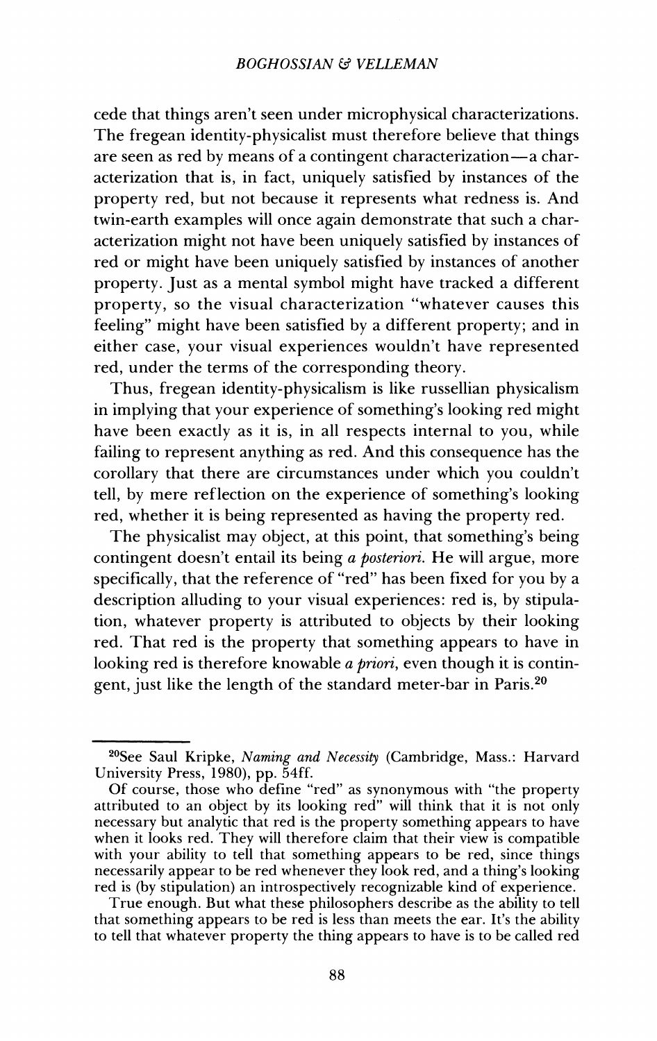cede that things aren't seen under microphysical characterizations. The fregean identity-physicalist must therefore believe that things are seen as red by means of a contingent characterization—a characterization that is, in fact, uniquely satisfied by instances of the property red, but not because it represents what redness is. And twin-earth examples will once again demonstrate that such a characterization might not have been uniquely satisfied by instances of red or might have been uniquely satisfied by instances of another property. Just as a mental symbol might have tracked a different property, so the visual characterization "whatever causes this feeling" might have been satisfied by a different property; and in either case, your visual experiences wouldn't have represented red, under the terms of the corresponding theory.

Thus, fregean identity-physicalism is like russellian physicalism in implying that your experience of something's looking red might have been exactly as it is, in all respects internal to you, while failing to represent anything as red. And this consequence has the corollary that there are circumstances under which you couldn't tell, by mere reflection on the experience of something's looking red, whether it is being represented as having the property red.

The physicalist may object, at this point, that something's being contingent doesn't entail its being *a posteriori*. He will argue, more specifically, that the reference of "red" has been fixed for you by a description alluding to your visual experiences: red is, by stipulation, whatever property is attributed to objects by their looking red. That red is the property that something appears to have in looking red is therefore knowable *a priori*, even though it is contingent, just like the length of the standard meter-bar in Paris.[20]

---

[20]See Saul Kripke, *Naming and Necessity* (Cambridge, Mass.: Harvard University Press, 1980), pp. 54ff.

Of course, those who define "red" as synonymous with "the property attributed to an object by its looking red" will think that it is not only necessary but analytic that red is the property something appears to have when it looks red. They will therefore claim that their view is compatible with your ability to tell that something appears to be red, since things necessarily appear to be red whenever they look red, and a thing's looking red is (by stipulation) an introspectively recognizable kind of experience.

True enough. But what these philosophers describe as the ability to tell that something appears to be red is less than meets the ear. It's the ability to tell that whatever property the thing appears to have is to be called red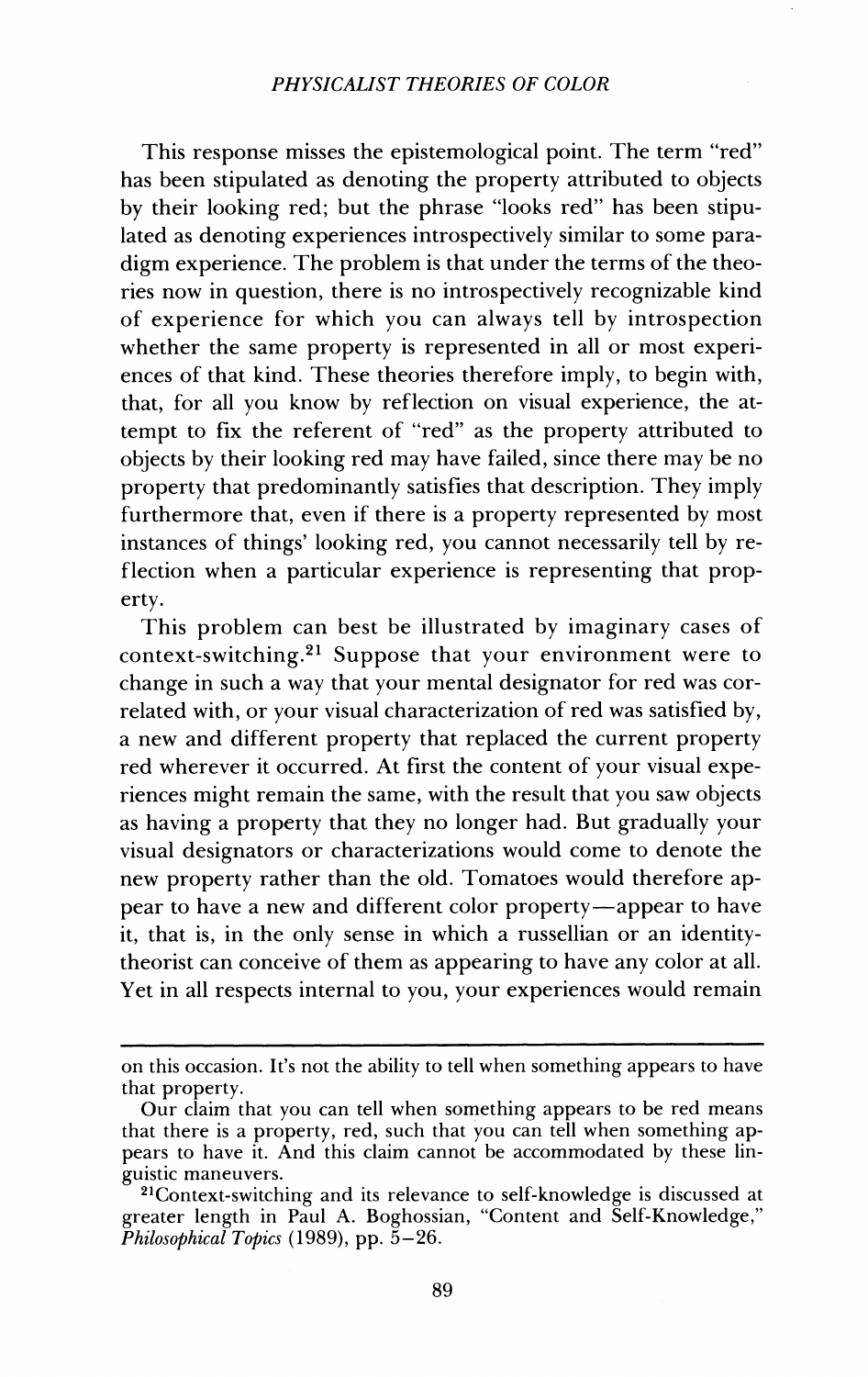This response misses the epistemological point. The term "red" has been stipulated as denoting the property attributed to objects by their looking red; but the phrase "looks red" has been stipulated as denoting experiences introspectively similar to some paradigm experience. The problem is that under the terms of the theories now in question, there is no introspectively recognizable kind of experience for which you can always tell by introspection whether the same property is represented in all or most experiences of that kind. These theories therefore imply, to begin with, that, for all you know by reflection on visual experience, the attempt to fix the referent of "red" as the property attributed to objects by their looking red may have failed, since there may be no property that predominantly satisfies that description. They imply furthermore that, even if there is a property represented by most instances of things' looking red, you cannot necessarily tell by reflection when a particular experience is representing that property.

This problem can best be illustrated by imaginary cases of context-switching.[21] Suppose that your environment were to change in such a way that your mental designator for red was correlated with, or your visual characterization of red was satisfied by, a new and different property that replaced the current property red wherever it occurred. At first the content of your visual experiences might remain the same, with the result that you saw objects as having a property that they no longer had. But gradually your visual designators or characterizations would come to denote the new property rather than the old. Tomatoes would therefore appear to have a new and different color property—appear to have it, that is, in the only sense in which a russellian or an identity-theorist can conceive of them as appearing to have any color at all. Yet in all respects internal to you, your experiences would remain

---

on this occasion. It's not the ability to tell when something appears to have that property.

Our claim that you can tell when something appears to be red means that there is a property, red, such that you can tell when something appears to have it. And this claim cannot be accommodated by these linguistic maneuvers.

[21]Context-switching and its relevance to self-knowledge is discussed at greater length in Paul A. Boghossian, "Content and Self-Knowledge," *Philosophical Topics* (1989), pp. 5–26.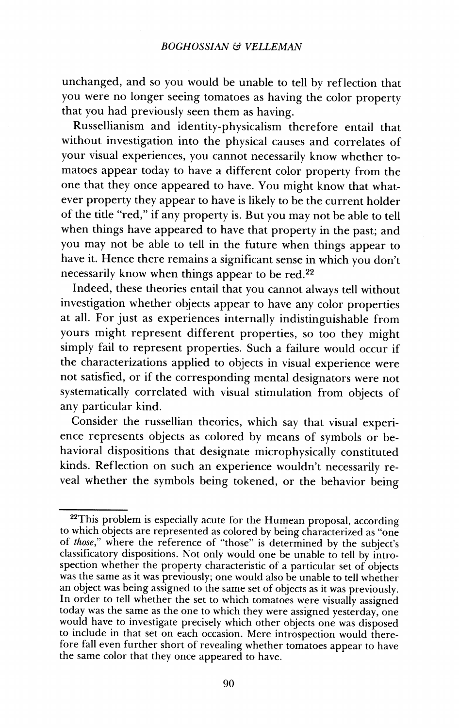unchanged, and so you would be unable to tell by reflection that you were no longer seeing tomatoes as having the color property that you had previously seen them as having.

Russellianism and identity-physicalism therefore entail that without investigation into the physical causes and correlates of your visual experiences, you cannot necessarily know whether tomatoes appear today to have a different color property from the one that they once appeared to have. You might know that whatever property they appear to have is likely to be the current holder of the title "red," if any property is. But you may not be able to tell when things have appeared to have that property in the past; and you may not be able to tell in the future when things appear to have it. Hence there remains a significant sense in which you don't necessarily know when things appear to be red.[22]

Indeed, these theories entail that you cannot always tell without investigation whether objects appear to have any color properties at all. For just as experiences internally indistinguishable from yours might represent different properties, so too they might simply fail to represent properties. Such a failure would occur if the characterizations applied to objects in visual experience were not satisfied, or if the corresponding mental designators were not systematically correlated with visual stimulation from objects of any particular kind.

Consider the russellian theories, which say that visual experience represents objects as colored by means of symbols or behavioral dispositions that designate microphysically constituted kinds. Reflection on such an experience wouldn't necessarily reveal whether the symbols being tokened, or the behavior being

---

[22]This problem is especially acute for the Humean proposal, according to which objects are represented as colored by being characterized as "one of *those*," where the reference of "those" is determined by the subject's classificatory dispositions. Not only would one be unable to tell by introspection whether the property characteristic of a particular set of objects was the same as it was previously; one would also be unable to tell whether an object was being assigned to the same set of objects as it was previously. In order to tell whether the set to which tomatoes were visually assigned today was the same as the one to which they were assigned yesterday, one would have to investigate precisely which other objects one was disposed to include in that set on each occasion. Mere introspection would therefore fall even further short of revealing whether tomatoes appear to have the same color that they once appeared to have.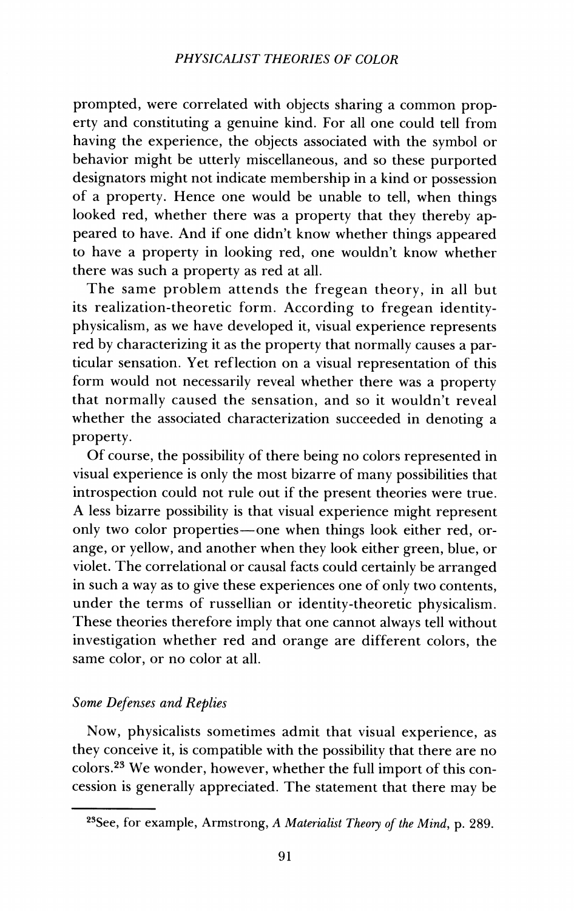prompted, were correlated with objects sharing a common property and constituting a genuine kind. For all one could tell from having the experience, the objects associated with the symbol or behavior might be utterly miscellaneous, and so these purported designators might not indicate membership in a kind or possession of a property. Hence one would be unable to tell, when things looked red, whether there was a property that they thereby appeared to have. And if one didn't know whether things appeared to have a property in looking red, one wouldn't know whether there was such a property as red at all.

The same problem attends the fregean theory, in all but its realization-theoretic form. According to fregean identity-physicalism, as we have developed it, visual experience represents red by characterizing it as the property that normally causes a particular sensation. Yet reflection on a visual representation of this form would not necessarily reveal whether there was a property that normally caused the sensation, and so it wouldn't reveal whether the associated characterization succeeded in denoting a property.

Of course, the possibility of there being no colors represented in visual experience is only the most bizarre of many possibilities that introspection could not rule out if the present theories were true. A less bizarre possibility is that visual experience might represent only two color properties—one when things look either red, orange, or yellow, and another when they look either green, blue, or violet. The correlational or causal facts could certainly be arranged in such a way as to give these experiences one of only two contents, under the terms of russellian or identity-theoretic physicalism. These theories therefore imply that one cannot always tell without investigation whether red and orange are different colors, the same color, or no color at all.

### *Some Defenses and Replies*

Now, physicalists sometimes admit that visual experience, as they conceive it, is compatible with the possibility that there are no colors.[23] We wonder, however, whether the full import of this concession is generally appreciated. The statement that there may be

[23] See, for example, Armstrong, *A Materialist Theory of the Mind*, p. 289.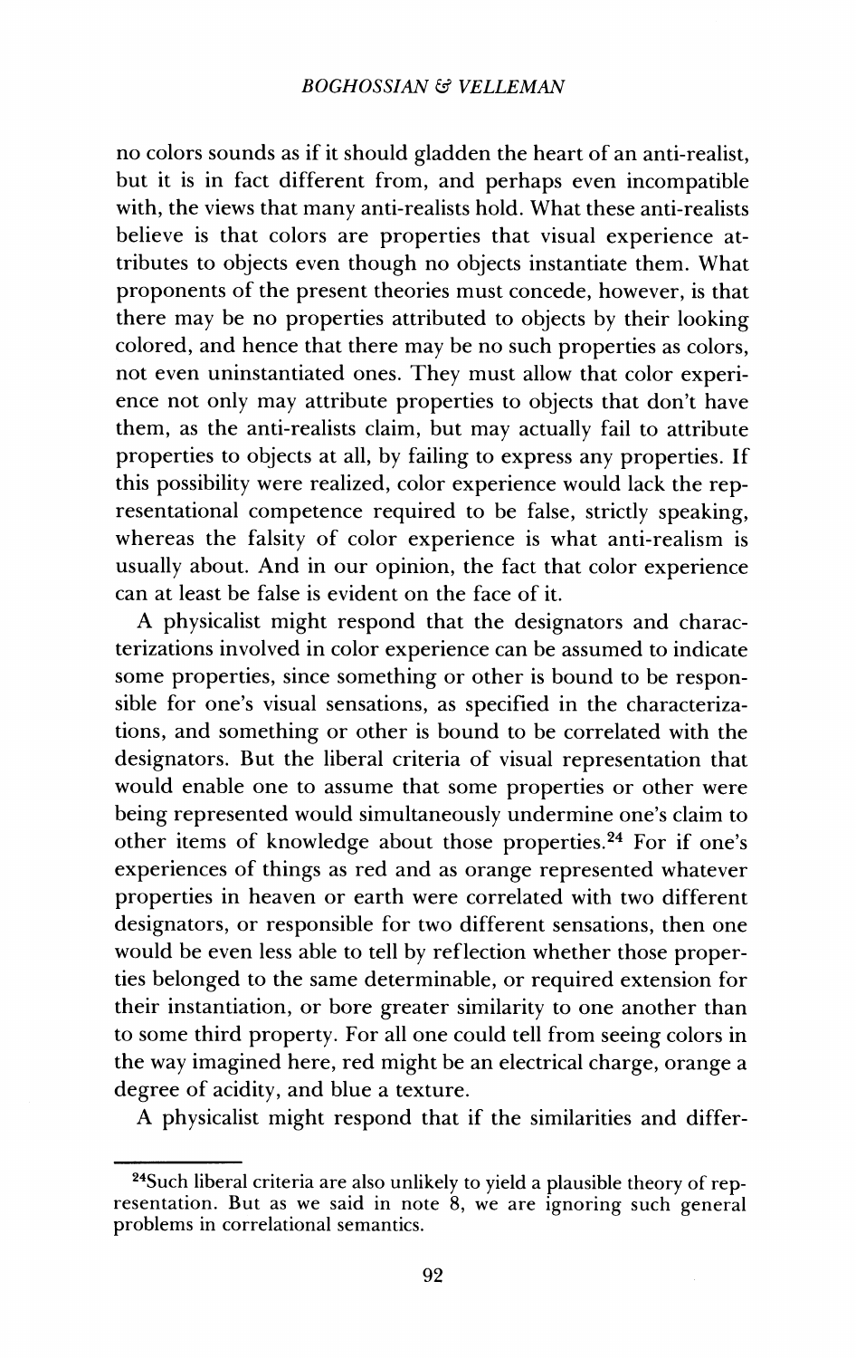no colors sounds as if it should gladden the heart of an anti-realist, but it is in fact different from, and perhaps even incompatible with, the views that many anti-realists hold. What these anti-realists believe is that colors are properties that visual experience attributes to objects even though no objects instantiate them. What proponents of the present theories must concede, however, is that there may be no properties attributed to objects by their looking colored, and hence that there may be no such properties as colors, not even uninstantiated ones. They must allow that color experience not only may attribute properties to objects that don't have them, as the anti-realists claim, but may actually fail to attribute properties to objects at all, by failing to express any properties. If this possibility were realized, color experience would lack the representational competence required to be false, strictly speaking, whereas the falsity of color experience is what anti-realism is usually about. And in our opinion, the fact that color experience can at least be false is evident on the face of it.

A physicalist might respond that the designators and characterizations involved in color experience can be assumed to indicate some properties, since something or other is bound to be responsible for one's visual sensations, as specified in the characterizations, and something or other is bound to be correlated with the designators. But the liberal criteria of visual representation that would enable one to assume that some properties or other were being represented would simultaneously undermine one's claim to other items of knowledge about those properties.[24] For if one's experiences of things as red and as orange represented whatever properties in heaven or earth were correlated with two different designators, or responsible for two different sensations, then one would be even less able to tell by reflection whether those properties belonged to the same determinable, or required extension for their instantiation, or bore greater similarity to one another than to some third property. For all one could tell from seeing colors in the way imagined here, red might be an electrical charge, orange a degree of acidity, and blue a texture.

A physicalist might respond that if the similarities and differ-

---

[24]Such liberal criteria are also unlikely to yield a plausible theory of representation. But as we said in note 8, we are ignoring such general problems in correlational semantics.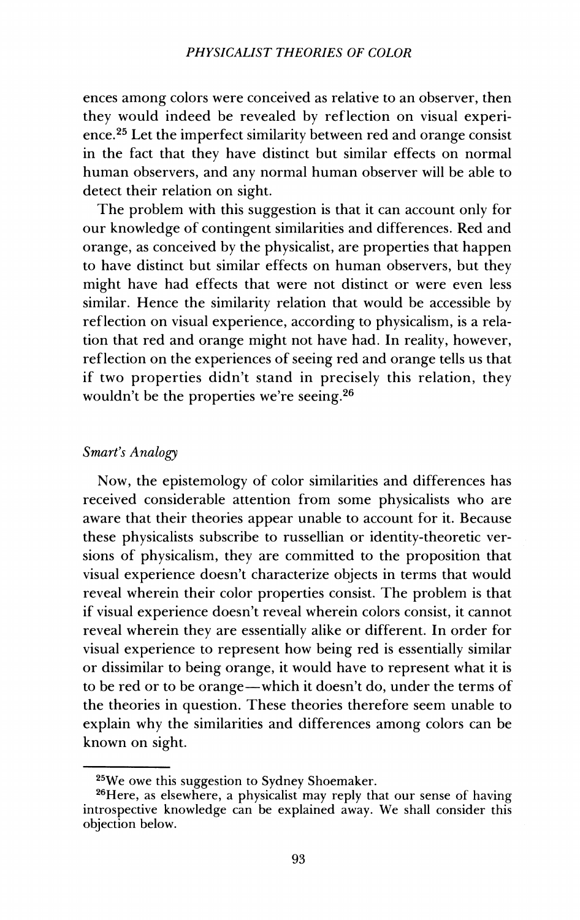ences among colors were conceived as relative to an observer, then they would indeed be revealed by reflection on visual experience.[25] Let the imperfect similarity between red and orange consist in the fact that they have distinct but similar effects on normal human observers, and any normal human observer will be able to detect their relation on sight.

The problem with this suggestion is that it can account only for our knowledge of contingent similarities and differences. Red and orange, as conceived by the physicalist, are properties that happen to have distinct but similar effects on human observers, but they might have had effects that were not distinct or were even less similar. Hence the similarity relation that would be accessible by reflection on visual experience, according to physicalism, is a relation that red and orange might not have had. In reality, however, reflection on the experiences of seeing red and orange tells us that if two properties didn't stand in precisely this relation, they wouldn't be the properties we're seeing.[26]

### *Smart's Analogy*

Now, the epistemology of color similarities and differences has received considerable attention from some physicalists who are aware that their theories appear unable to account for it. Because these physicalists subscribe to russellian or identity-theoretic versions of physicalism, they are committed to the proposition that visual experience doesn't characterize objects in terms that would reveal wherein their color properties consist. The problem is that if visual experience doesn't reveal wherein colors consist, it cannot reveal wherein they are essentially alike or different. In order for visual experience to represent how being red is essentially similar or dissimilar to being orange, it would have to represent what it is to be red or to be orange—which it doesn't do, under the terms of the theories in question. These theories therefore seem unable to explain why the similarities and differences among colors can be known on sight.

---

[25] We owe this suggestion to Sydney Shoemaker.

[26] Here, as elsewhere, a physicalist may reply that our sense of having introspective knowledge can be explained away. We shall consider this objection below.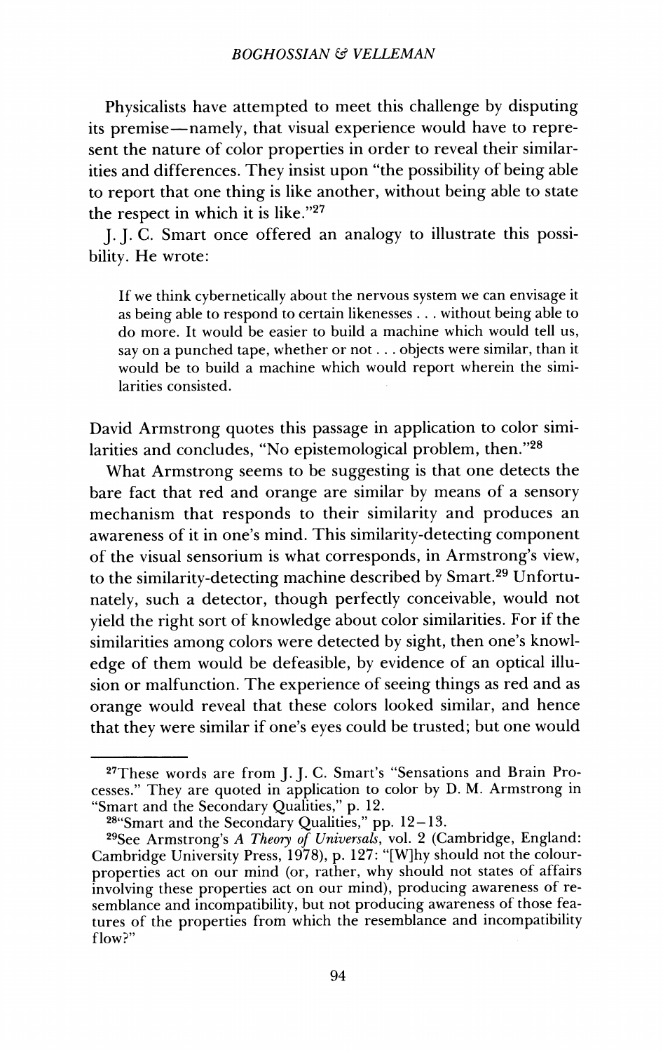Physicalists have attempted to meet this challenge by disputing its premise—namely, that visual experience would have to represent the nature of color properties in order to reveal their similarities and differences. They insist upon "the possibility of being able to report that one thing is like another, without being able to state the respect in which it is like."[27]

J. J. C. Smart once offered an analogy to illustrate this possibility. He wrote:

> If we think cybernetically about the nervous system we can envisage it as being able to respond to certain likenesses . . . without being able to do more. It would be easier to build a machine which would tell us, say on a punched tape, whether or not . . . objects were similar, than it would be to build a machine which would report wherein the similarities consisted.

David Armstrong quotes this passage in application to color similarities and concludes, "No epistemological problem, then."[28]

What Armstrong seems to be suggesting is that one detects the bare fact that red and orange are similar by means of a sensory mechanism that responds to their similarity and produces an awareness of it in one's mind. This similarity-detecting component of the visual sensorium is what corresponds, in Armstrong's view, to the similarity-detecting machine described by Smart.[29] Unfortunately, such a detector, though perfectly conceivable, would not yield the right sort of knowledge about color similarities. For if the similarities among colors were detected by sight, then one's knowledge of them would be defeasible, by evidence of an optical illusion or malfunction. The experience of seeing things as red and as orange would reveal that these colors looked similar, and hence that they were similar if one's eyes could be trusted; but one would

---

[27]These words are from J. J. C. Smart's "Sensations and Brain Processes." They are quoted in application to color by D. M. Armstrong in "Smart and the Secondary Qualities," p. 12.

[28]"Smart and the Secondary Qualities," pp. 12–13.

[29]See Armstrong's *A Theory of Universals*, vol. 2 (Cambridge, England: Cambridge University Press, 1978), p. 127: "[W]hy should not the colour-properties act on our mind (or, rather, why should not states of affairs involving these properties act on our mind), producing awareness of resemblance and incompatibility, but not producing awareness of those features of the properties from which the resemblance and incompatibility flow?"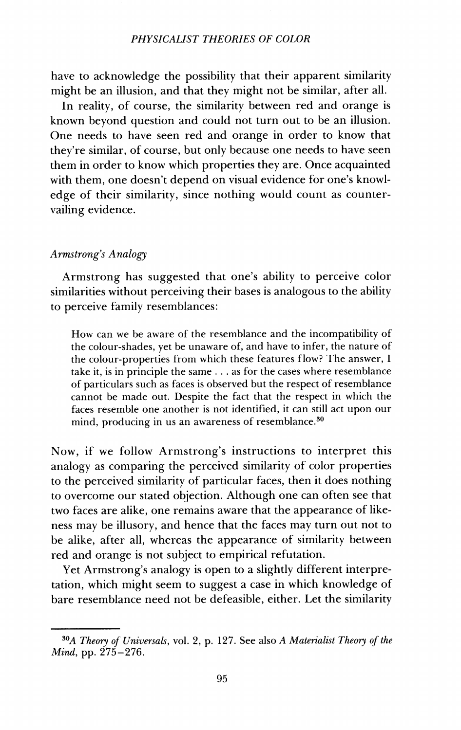have to acknowledge the possibility that their apparent similarity might be an illusion, and that they might not be similar, after all.

In reality, of course, the similarity between red and orange is known beyond question and could not turn out to be an illusion. One needs to have seen red and orange in order to know that they're similar, of course, but only because one needs to have seen them in order to know which properties they are. Once acquainted with them, one doesn't depend on visual evidence for one's knowledge of their similarity, since nothing would count as countervailing evidence.

### *Armstrong's Analogy*

Armstrong has suggested that one's ability to perceive color similarities without perceiving their bases is analogous to the ability to perceive family resemblances:

> How can we be aware of the resemblance and the incompatibility of the colour-shades, yet be unaware of, and have to infer, the nature of the colour-properties from which these features flow? The answer, I take it, is in principle the same . . . as for the cases where resemblance of particulars such as faces is observed but the respect of resemblance cannot be made out. Despite the fact that the respect in which the faces resemble one another is not identified, it can still act upon our mind, producing in us an awareness of resemblance.[30]

Now, if we follow Armstrong's instructions to interpret this analogy as comparing the perceived similarity of color properties to the perceived similarity of particular faces, then it does nothing to overcome our stated objection. Although one can often see that two faces are alike, one remains aware that the appearance of likeness may be illusory, and hence that the faces may turn out not to be alike, after all, whereas the appearance of similarity between red and orange is not subject to empirical refutation.

Yet Armstrong's analogy is open to a slightly different interpretation, which might seem to suggest a case in which knowledge of bare resemblance need not be defeasible, either. Let the similarity

---

[30] *A Theory of Universals*, vol. 2, p. 127. See also *A Materialist Theory of the Mind*, pp. 275–276.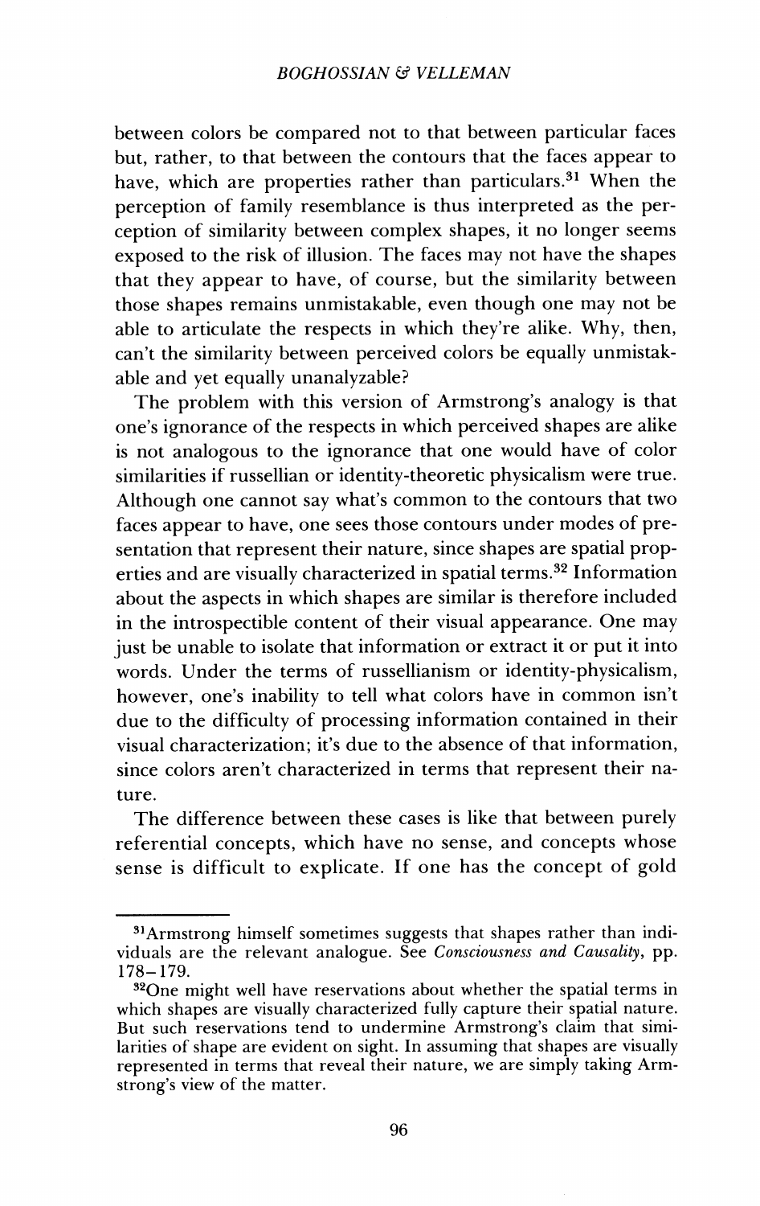between colors be compared not to that between particular faces but, rather, to that between the contours that the faces appear to have, which are properties rather than particulars.[31] When the perception of family resemblance is thus interpreted as the perception of similarity between complex shapes, it no longer seems exposed to the risk of illusion. The faces may not have the shapes that they appear to have, of course, but the similarity between those shapes remains unmistakable, even though one may not be able to articulate the respects in which they're alike. Why, then, can't the similarity between perceived colors be equally unmistakable and yet equally unanalyzable?

The problem with this version of Armstrong's analogy is that one's ignorance of the respects in which perceived shapes are alike is not analogous to the ignorance that one would have of color similarities if russellian or identity-theoretic physicalism were true. Although one cannot say what's common to the contours that two faces appear to have, one sees those contours under modes of presentation that represent their nature, since shapes are spatial properties and are visually characterized in spatial terms.[32] Information about the aspects in which shapes are similar is therefore included in the introspectible content of their visual appearance. One may just be unable to isolate that information or extract it or put it into words. Under the terms of russellianism or identity-physicalism, however, one's inability to tell what colors have in common isn't due to the difficulty of processing information contained in their visual characterization; it's due to the absence of that information, since colors aren't characterized in terms that represent their nature.

The difference between these cases is like that between purely referential concepts, which have no sense, and concepts whose sense is difficult to explicate. If one has the concept of gold

---

[31]Armstrong himself sometimes suggests that shapes rather than individuals are the relevant analogue. See *Consciousness and Causality*, pp. 178–179.

[32]One might well have reservations about whether the spatial terms in which shapes are visually characterized fully capture their spatial nature. But such reservations tend to undermine Armstrong's claim that similarities of shape are evident on sight. In assuming that shapes are visually represented in terms that reveal their nature, we are simply taking Armstrong's view of the matter.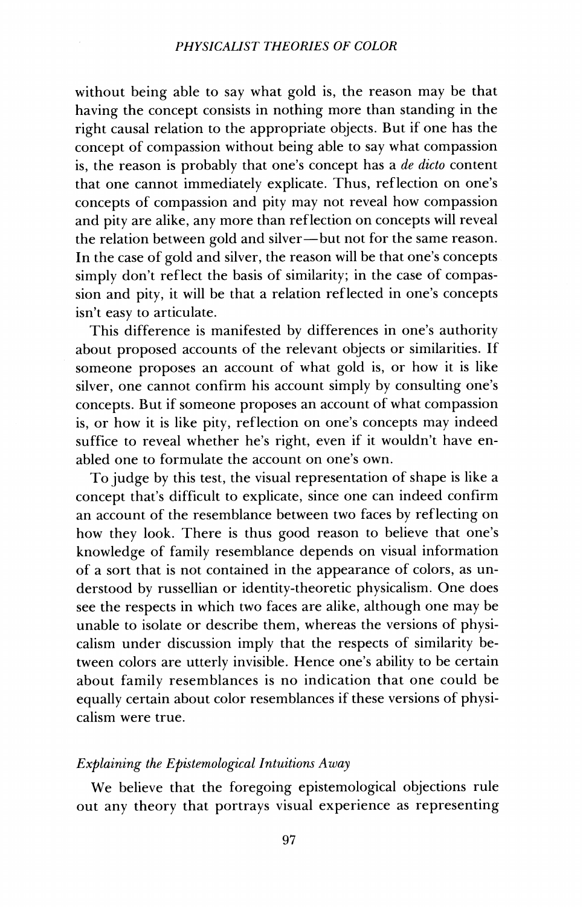without being able to say what gold is, the reason may be that having the concept consists in nothing more than standing in the right causal relation to the appropriate objects. But if one has the concept of compassion without being able to say what compassion is, the reason is probably that one's concept has a *de dicto* content that one cannot immediately explicate. Thus, reflection on one's concepts of compassion and pity may not reveal how compassion and pity are alike, any more than reflection on concepts will reveal the relation between gold and silver—but not for the same reason. In the case of gold and silver, the reason will be that one's concepts simply don't reflect the basis of similarity; in the case of compassion and pity, it will be that a relation reflected in one's concepts isn't easy to articulate.

This difference is manifested by differences in one's authority about proposed accounts of the relevant objects or similarities. If someone proposes an account of what gold is, or how it is like silver, one cannot confirm his account simply by consulting one's concepts. But if someone proposes an account of what compassion is, or how it is like pity, reflection on one's concepts may indeed suffice to reveal whether he's right, even if it wouldn't have enabled one to formulate the account on one's own.

To judge by this test, the visual representation of shape is like a concept that's difficult to explicate, since one can indeed confirm an account of the resemblance between two faces by reflecting on how they look. There is thus good reason to believe that one's knowledge of family resemblance depends on visual information of a sort that is not contained in the appearance of colors, as understood by russellian or identity-theoretic physicalism. One does see the respects in which two faces are alike, although one may be unable to isolate or describe them, whereas the versions of physicalism under discussion imply that the respects of similarity between colors are utterly invisible. Hence one's ability to be certain about family resemblances is no indication that one could be equally certain about color resemblances if these versions of physicalism were true.

### *Explaining the Epistemological Intuitions Away*

We believe that the foregoing epistemological objections rule out any theory that portrays visual experience as representing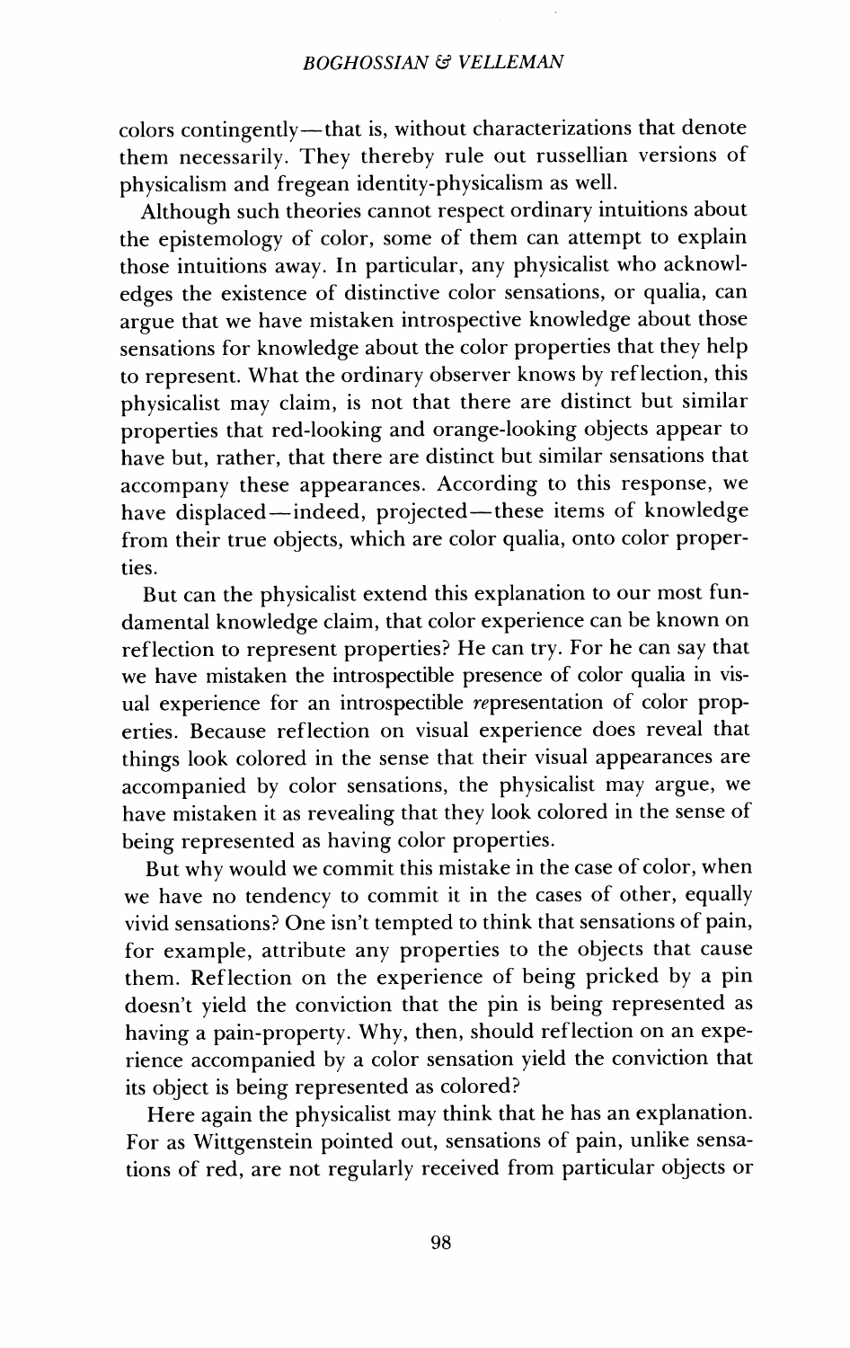colors contingently—that is, without characterizations that denote them necessarily. They thereby rule out russellian versions of physicalism and fregean identity-physicalism as well.

Although such theories cannot respect ordinary intuitions about the epistemology of color, some of them can attempt to explain those intuitions away. In particular, any physicalist who acknowledges the existence of distinctive color sensations, or qualia, can argue that we have mistaken introspective knowledge about those sensations for knowledge about the color properties that they help to represent. What the ordinary observer knows by reflection, this physicalist may claim, is not that there are distinct but similar properties that red-looking and orange-looking objects appear to have but, rather, that there are distinct but similar sensations that accompany these appearances. According to this response, we have displaced—indeed, projected—these items of knowledge from their true objects, which are color qualia, onto color properties.

But can the physicalist extend this explanation to our most fundamental knowledge claim, that color experience can be known on reflection to represent properties? He can try. For he can say that we have mistaken the introspectible presence of color qualia in visual experience for an introspectible *re*presentation of color properties. Because reflection on visual experience does reveal that things look colored in the sense that their visual appearances are accompanied by color sensations, the physicalist may argue, we have mistaken it as revealing that they look colored in the sense of being represented as having color properties.

But why would we commit this mistake in the case of color, when we have no tendency to commit it in the cases of other, equally vivid sensations? One isn't tempted to think that sensations of pain, for example, attribute any properties to the objects that cause them. Reflection on the experience of being pricked by a pin doesn't yield the conviction that the pin is being represented as having a pain-property. Why, then, should reflection on an experience accompanied by a color sensation yield the conviction that its object is being represented as colored?

Here again the physicalist may think that he has an explanation. For as Wittgenstein pointed out, sensations of pain, unlike sensations of red, are not regularly received from particular objects or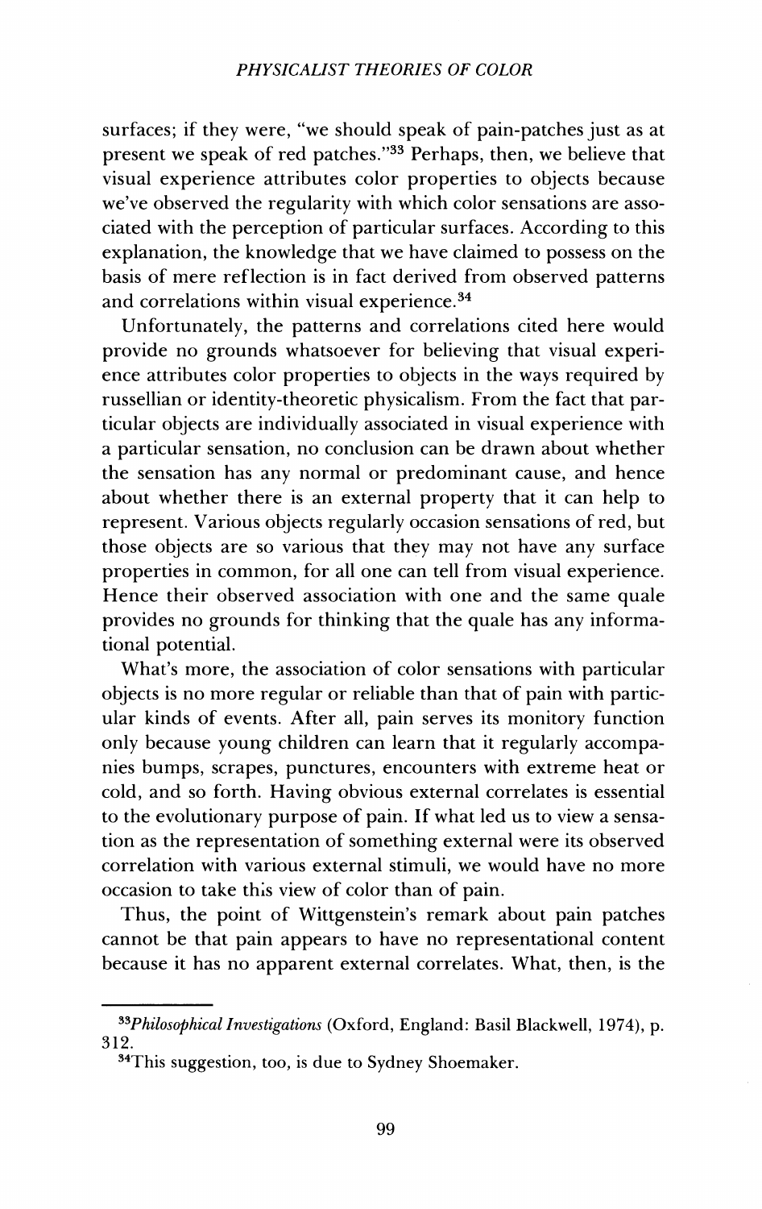surfaces; if they were, "we should speak of pain-patches just as at present we speak of red patches."[33] Perhaps, then, we believe that visual experience attributes color properties to objects because we've observed the regularity with which color sensations are associated with the perception of particular surfaces. According to this explanation, the knowledge that we have claimed to possess on the basis of mere reflection is in fact derived from observed patterns and correlations within visual experience.[34]

Unfortunately, the patterns and correlations cited here would provide no grounds whatsoever for believing that visual experience attributes color properties to objects in the ways required by russellian or identity-theoretic physicalism. From the fact that particular objects are individually associated in visual experience with a particular sensation, no conclusion can be drawn about whether the sensation has any normal or predominant cause, and hence about whether there is an external property that it can help to represent. Various objects regularly occasion sensations of red, but those objects are so various that they may not have any surface properties in common, for all one can tell from visual experience. Hence their observed association with one and the same quale provides no grounds for thinking that the quale has any informational potential.

What's more, the association of color sensations with particular objects is no more regular or reliable than that of pain with particular kinds of events. After all, pain serves its monitory function only because young children can learn that it regularly accompanies bumps, scrapes, punctures, encounters with extreme heat or cold, and so forth. Having obvious external correlates is essential to the evolutionary purpose of pain. If what led us to view a sensation as the representation of something external were its observed correlation with various external stimuli, we would have no more occasion to take this view of color than of pain.

Thus, the point of Wittgenstein's remark about pain patches cannot be that pain appears to have no representational content because it has no apparent external correlates. What, then, is the

---

[33] *Philosophical Investigations* (Oxford, England: Basil Blackwell, 1974), p. 312.

[34] This suggestion, too, is due to Sydney Shoemaker.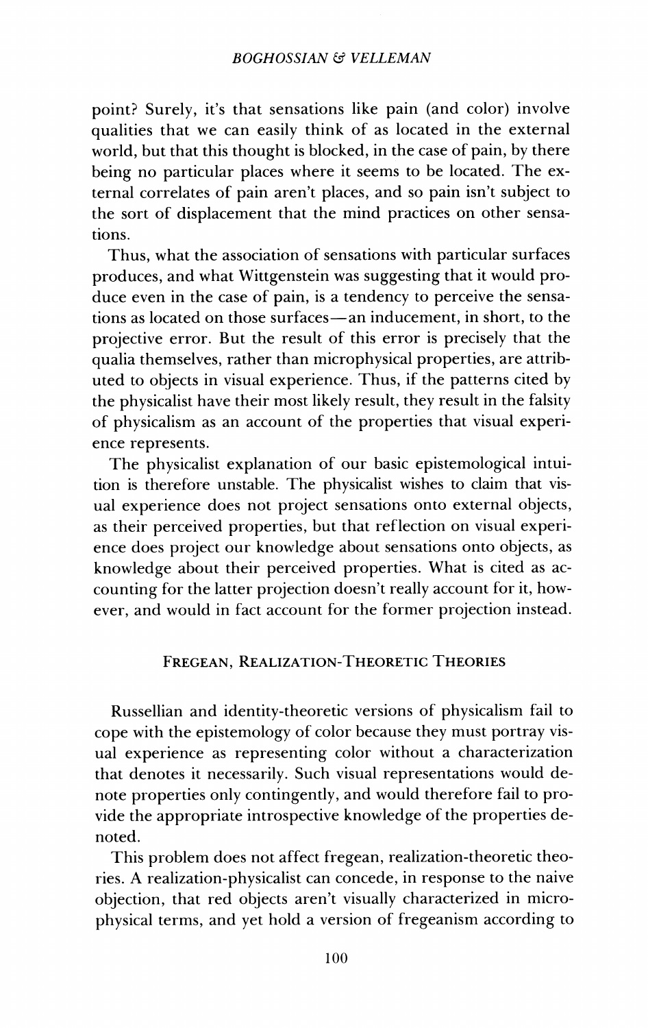point? Surely, it's that sensations like pain (and color) involve qualities that we can easily think of as located in the external world, but that this thought is blocked, in the case of pain, by there being no particular places where it seems to be located. The external correlates of pain aren't places, and so pain isn't subject to the sort of displacement that the mind practices on other sensations.

Thus, what the association of sensations with particular surfaces produces, and what Wittgenstein was suggesting that it would produce even in the case of pain, is a tendency to perceive the sensations as located on those surfaces—an inducement, in short, to the projective error. But the result of this error is precisely that the qualia themselves, rather than microphysical properties, are attributed to objects in visual experience. Thus, if the patterns cited by the physicalist have their most likely result, they result in the falsity of physicalism as an account of the properties that visual experience represents.

The physicalist explanation of our basic epistemological intuition is therefore unstable. The physicalist wishes to claim that visual experience does not project sensations onto external objects, as their perceived properties, but that reflection on visual experience does project our knowledge about sensations onto objects, as knowledge about their perceived properties. What is cited as accounting for the latter projection doesn't really account for it, however, and would in fact account for the former projection instead.

## Fregean, Realization-Theoretic Theories

Russellian and identity-theoretic versions of physicalism fail to cope with the epistemology of color because they must portray visual experience as representing color without a characterization that denotes it necessarily. Such visual representations would denote properties only contingently, and would therefore fail to provide the appropriate introspective knowledge of the properties denoted.

This problem does not affect fregean, realization-theoretic theories. A realization-physicalist can concede, in response to the naive objection, that red objects aren't visually characterized in microphysical terms, and yet hold a version of fregeanism according to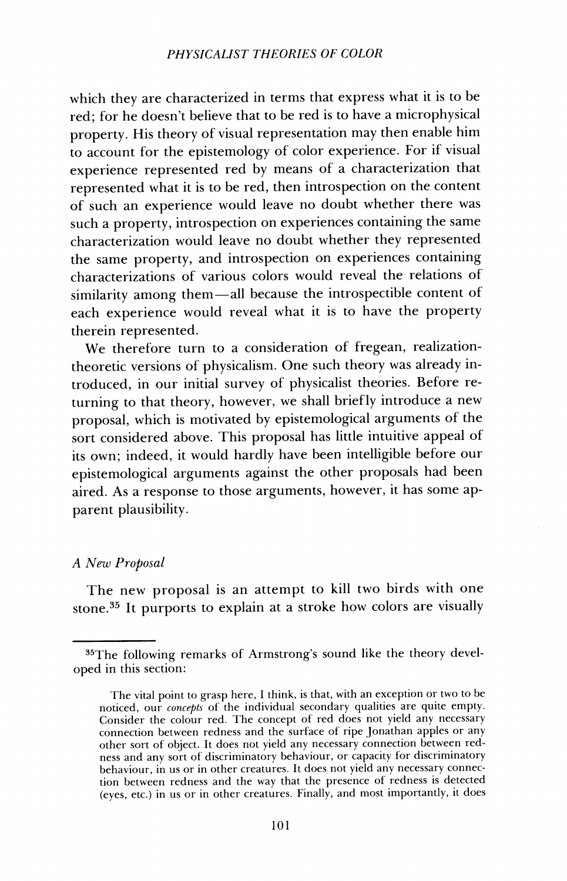which they are characterized in terms that express what it is to be red; for he doesn't believe that to be red is to have a microphysical property. His theory of visual representation may then enable him to account for the epistemology of color experience. For if visual experience represented red by means of a characterization that represented what it is to be red, then introspection on the content of such an experience would leave no doubt whether there was such a property, introspection on experiences containing the same characterization would leave no doubt whether they represented the same property, and introspection on experiences containing characterizations of various colors would reveal the relations of similarity among them—all because the introspectible content of each experience would reveal what it is to have the property therein represented.

We therefore turn to a consideration of fregean, realization-theoretic versions of physicalism. One such theory was already introduced, in our initial survey of physicalist theories. Before returning to that theory, however, we shall briefly introduce a new proposal, which is motivated by epistemological arguments of the sort considered above. This proposal has little intuitive appeal of its own; indeed, it would hardly have been intelligible before our epistemological arguments against the other proposals had been aired. As a response to those arguments, however, it has some apparent plausibility.

### *A New Proposal*

The new proposal is an attempt to kill two birds with one stone.[35] It purports to explain at a stroke how colors are visually

---

[35]The following remarks of Armstrong's sound like the theory developed in this section:

> The vital point to grasp here, I think, is that, with an exception or two to be noticed, our *concepts* of the individual secondary qualities are quite empty. Consider the colour red. The concept of red does not yield any necessary connection between redness and the surface of ripe Jonathan apples or any other sort of object. It does not yield any necessary connection between redness and any sort of discriminatory behaviour, or capacity for discriminatory behaviour, in us or in other creatures. It does not yield any necessary connection between redness and the way that the presence of redness is detected (eyes, etc.) in us or in other creatures. Finally, and most importantly, it does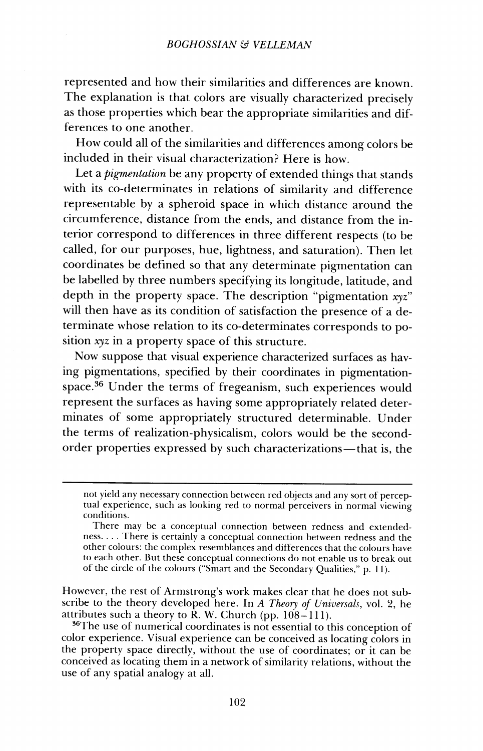represented and how their similarities and differences are known. The explanation is that colors are visually characterized precisely as those properties which bear the appropriate similarities and differences to one another.

How could all of the similarities and differences among colors be included in their visual characterization? Here is how.

Let a *pigmentation* be any property of extended things that stands with its co-determinates in relations of similarity and difference representable by a spheroid space in which distance around the circumference, distance from the ends, and distance from the interior correspond to differences in three different respects (to be called, for our purposes, hue, lightness, and saturation). Then let coordinates be defined so that any determinate pigmentation can be labelled by three numbers specifying its longitude, latitude, and depth in the property space. The description "pigmentation *xyz*" will then have as its condition of satisfaction the presence of a determinate whose relation to its co-determinates corresponds to position *xyz* in a property space of this structure.

Now suppose that visual experience characterized surfaces as having pigmentations, specified by their coordinates in pigmentation-space.[36] Under the terms of fregeanism, such experiences would represent the surfaces as having some appropriately related determinates of some appropriately structured determinable. Under the terms of realization-physicalism, colors would be the second-order properties expressed by such characterizations—that is, the

---

not yield any necessary connection between red objects and any sort of perceptual experience, such as looking red to normal perceivers in normal viewing conditions.

> There may be a conceptual connection between redness and extendedness. . . . There is certainly a conceptual connection between redness and the other colours: the complex resemblances and differences that the colours have to each other. But these conceptual connections do not enable us to break out of the circle of the colours ("Smart and the Secondary Qualities," p. 11).

However, the rest of Armstrong's work makes clear that he does not subscribe to the theory developed here. In *A Theory of Universals*, vol. 2, he attributes such a theory to R. W. Church (pp. 108–111).

[36] The use of numerical coordinates is not essential to this conception of color experience. Visual experience can be conceived as locating colors in the property space directly, without the use of coordinates; or it can be conceived as locating them in a network of similarity relations, without the use of any spatial analogy at all.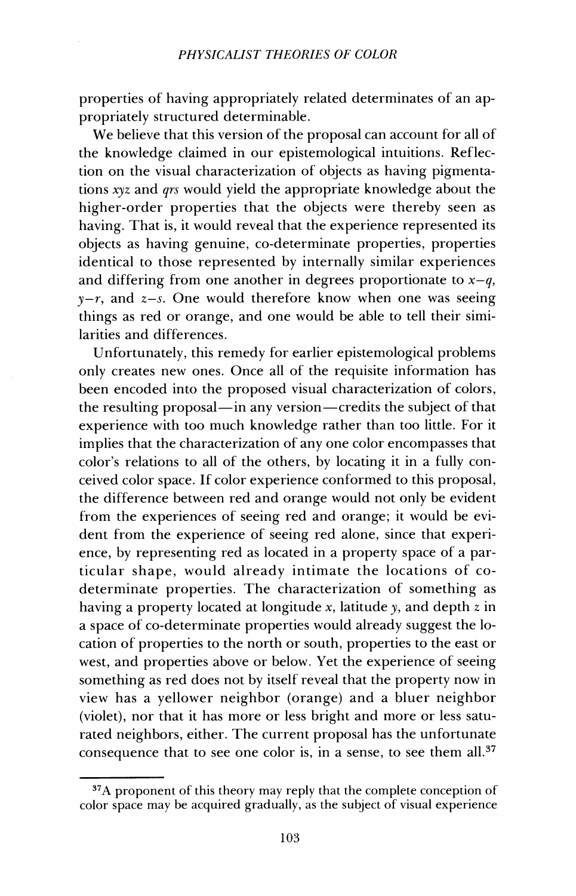properties of having appropriately related determinates of an appropriately structured determinable.

We believe that this version of the proposal can account for all of the knowledge claimed in our epistemological intuitions. Reflection on the visual characterization of objects as having pigmentations *xyz* and *qrs* would yield the appropriate knowledge about the higher-order properties that the objects were thereby seen as having. That is, it would reveal that the experience represented its objects as having genuine, co-determinate properties, properties identical to those represented by internally similar experiences and differing from one another in degrees proportionate to $x-q$, $y-r$, and $z-s$. One would therefore know when one was seeing things as red or orange, and one would be able to tell their similarities and differences.

Unfortunately, this remedy for earlier epistemological problems only creates new ones. Once all of the requisite information has been encoded into the proposed visual characterization of colors, the resulting proposal—in any version—credits the subject of that experience with too much knowledge rather than too little. For it implies that the characterization of any one color encompasses that color's relations to all of the others, by locating it in a fully conceived color space. If color experience conformed to this proposal, the difference between red and orange would not only be evident from the experiences of seeing red and orange; it would be evident from the experience of seeing red alone, since that experience, by representing red as located in a property space of a particular shape, would already intimate the locations of co-determinate properties. The characterization of something as having a property located at longitude $x$, latitude $y$, and depth $z$ in a space of co-determinate properties would already suggest the location of properties to the north or south, properties to the east or west, and properties above or below. Yet the experience of seeing something as red does not by itself reveal that the property now in view has a yellower neighbor (orange) and a bluer neighbor (violet), nor that it has more or less bright and more or less saturated neighbors, either. The current proposal has the unfortunate consequence that to see one color is, in a sense, to see them all.[37]

[37] A proponent of this theory may reply that the complete conception of color space may be acquired gradually, as the subject of visual experience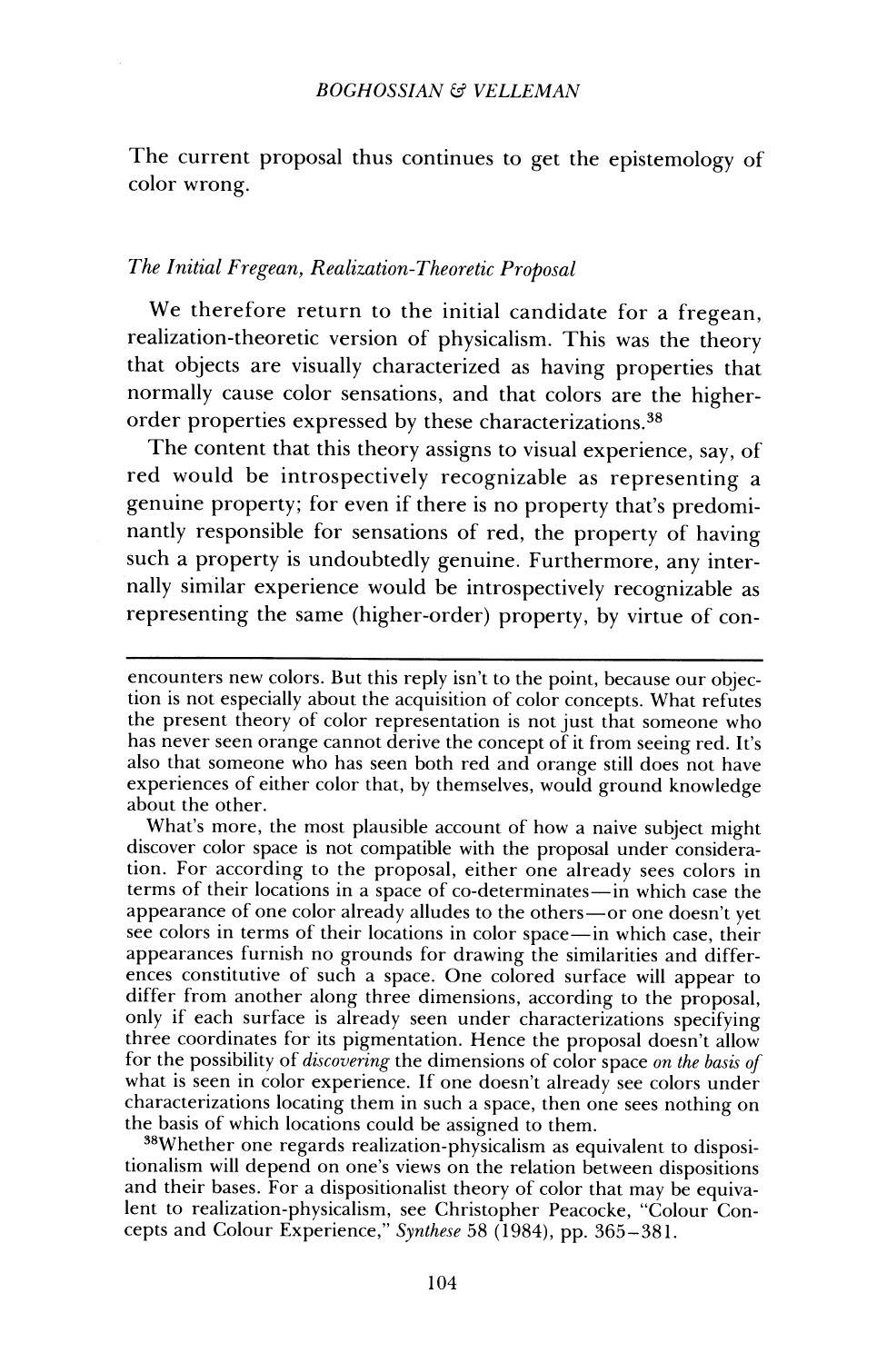The current proposal thus continues to get the epistemology of color wrong.

### *The Initial Fregean, Realization-Theoretic Proposal*

We therefore return to the initial candidate for a fregean, realization-theoretic version of physicalism. This was the theory that objects are visually characterized as having properties that normally cause color sensations, and that colors are the higher-order properties expressed by these characterizations.[38]

The content that this theory assigns to visual experience, say, of red would be introspectively recognizable as representing a genuine property; for even if there is no property that's predominantly responsible for sensations of red, the property of having such a property is undoubtedly genuine. Furthermore, any internally similar experience would be introspectively recognizable as representing the same (higher-order) property, by virtue of con-

---

encounters new colors. But this reply isn't to the point, because our objection is not especially about the acquisition of color concepts. What refutes the present theory of color representation is not just that someone who has never seen orange cannot derive the concept of it from seeing red. It's also that someone who has seen both red and orange still does not have experiences of either color that, by themselves, would ground knowledge about the other.

What's more, the most plausible account of how a naive subject might discover color space is not compatible with the proposal under consideration. For according to the proposal, either one already sees colors in terms of their locations in a space of co-determinates—in which case the appearance of one color already alludes to the others—or one doesn't yet see colors in terms of their locations in color space—in which case, their appearances furnish no grounds for drawing the similarities and differences constitutive of such a space. One colored surface will appear to differ from another along three dimensions, according to the proposal, only if each surface is already seen under characterizations specifying three coordinates for its pigmentation. Hence the proposal doesn't allow for the possibility of *discovering* the dimensions of color space *on the basis of* what is seen in color experience. If one doesn't already see colors under characterizations locating them in such a space, then one sees nothing on the basis of which locations could be assigned to them.

[38] Whether one regards realization-physicalism as equivalent to dispositionalism will depend on one's views on the relation between dispositions and their bases. For a dispositionalist theory of color that may be equivalent to realization-physicalism, see Christopher Peacocke, "Colour Concepts and Colour Experience," *Synthese* 58 (1984), pp. 365–381.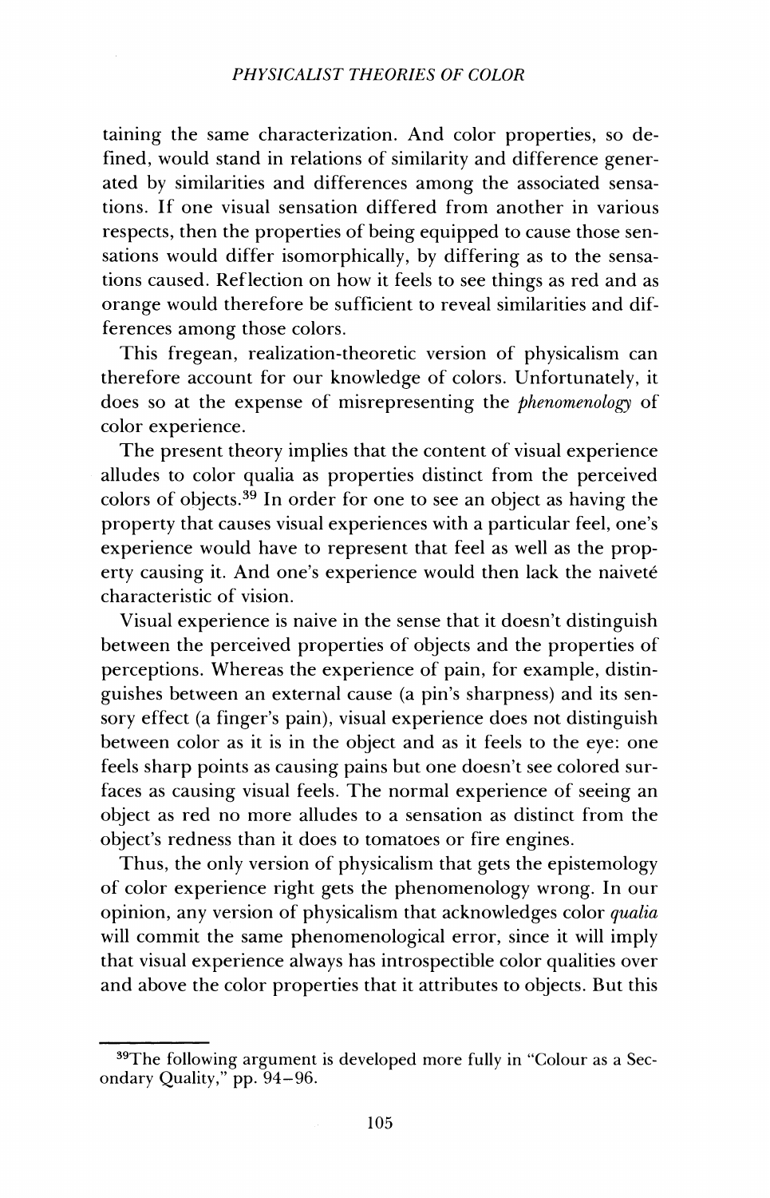taining the same characterization. And color properties, so defined, would stand in relations of similarity and difference generated by similarities and differences among the associated sensations. If one visual sensation differed from another in various respects, then the properties of being equipped to cause those sensations would differ isomorphically, by differing as to the sensations caused. Reflection on how it feels to see things as red and as orange would therefore be sufficient to reveal similarities and differences among those colors.

This fregean, realization-theoretic version of physicalism can therefore account for our knowledge of colors. Unfortunately, it does so at the expense of misrepresenting the *phenomenology* of color experience.

The present theory implies that the content of visual experience alludes to color qualia as properties distinct from the perceived colors of objects.[39] In order for one to see an object as having the property that causes visual experiences with a particular feel, one's experience would have to represent that feel as well as the property causing it. And one's experience would then lack the naiveté characteristic of vision.

Visual experience is naive in the sense that it doesn't distinguish between the perceived properties of objects and the properties of perceptions. Whereas the experience of pain, for example, distinguishes between an external cause (a pin's sharpness) and its sensory effect (a finger's pain), visual experience does not distinguish between color as it is in the object and as it feels to the eye: one feels sharp points as causing pains but one doesn't see colored surfaces as causing visual feels. The normal experience of seeing an object as red no more alludes to a sensation as distinct from the object's redness than it does to tomatoes or fire engines.

Thus, the only version of physicalism that gets the epistemology of color experience right gets the phenomenology wrong. In our opinion, any version of physicalism that acknowledges color *qualia* will commit the same phenomenological error, since it will imply that visual experience always has introspectible color qualities over and above the color properties that it attributes to objects. But this

[39] The following argument is developed more fully in "Colour as a Secondary Quality," pp. 94–96.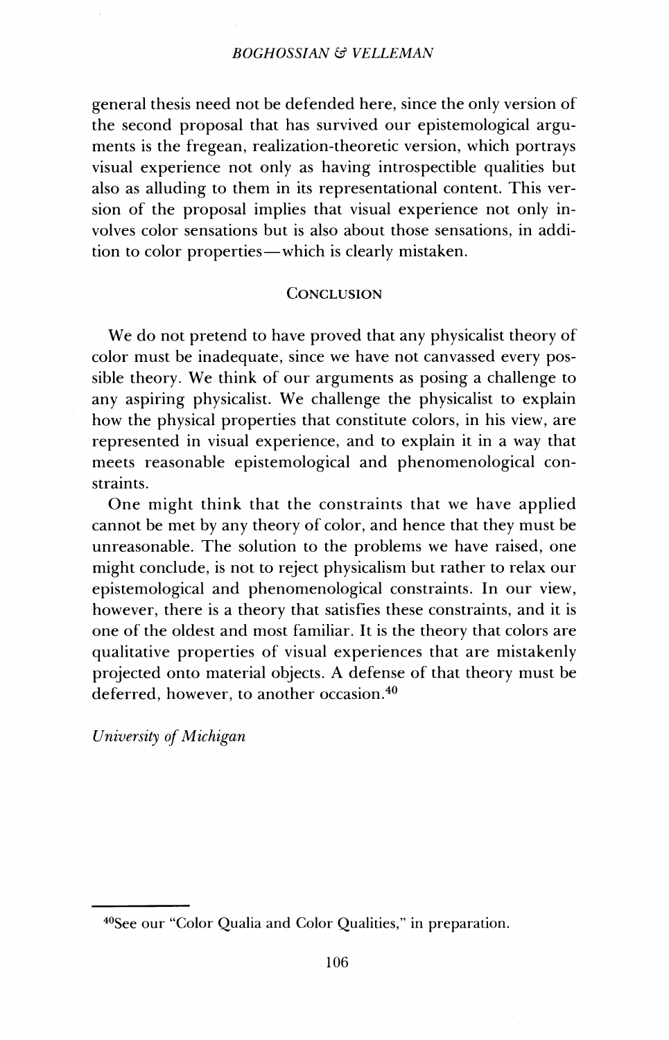general thesis need not be defended here, since the only version of the second proposal that has survived our epistemological arguments is the fregean, realization-theoretic version, which portrays visual experience not only as having introspectible qualities but also as alluding to them in its representational content. This version of the proposal implies that visual experience not only involves color sensations but is also about those sensations, in addition to color properties—which is clearly mistaken.

## Conclusion

We do not pretend to have proved that any physicalist theory of color must be inadequate, since we have not canvassed every possible theory. We think of our arguments as posing a challenge to any aspiring physicalist. We challenge the physicalist to explain how the physical properties that constitute colors, in his view, are represented in visual experience, and to explain it in a way that meets reasonable epistemological and phenomenological constraints.

One might think that the constraints that we have applied cannot be met by any theory of color, and hence that they must be unreasonable. The solution to the problems we have raised, one might conclude, is not to reject physicalism but rather to relax our epistemological and phenomenological constraints. In our view, however, there is a theory that satisfies these constraints, and it is one of the oldest and most familiar. It is the theory that colors are qualitative properties of visual experiences that are mistakenly projected onto material objects. A defense of that theory must be deferred, however, to another occasion.[40]

*University of Michigan*

---

[40]See our "Color Qualia and Color Qualities," in preparation.